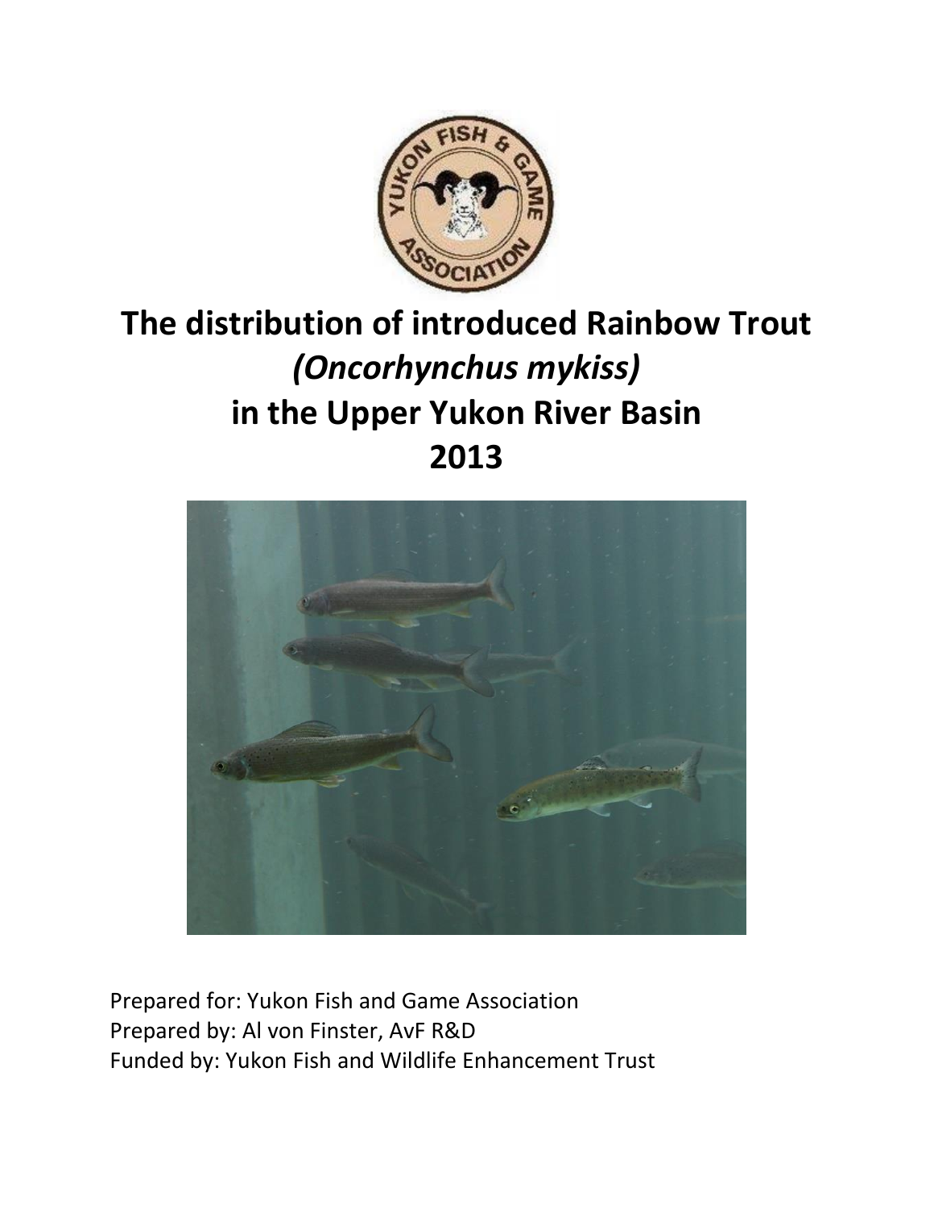# The distribution of introduced Rainbow Trout *(Oncorhynchus mykiss)* in the Upper Yukon River Basin 2013

Prepared for: Yukon Fish and Game Association
Prepared by: Al von Finster, AvF R&D
Funded by: Yukon Fish and Wildlife Enhancement Trust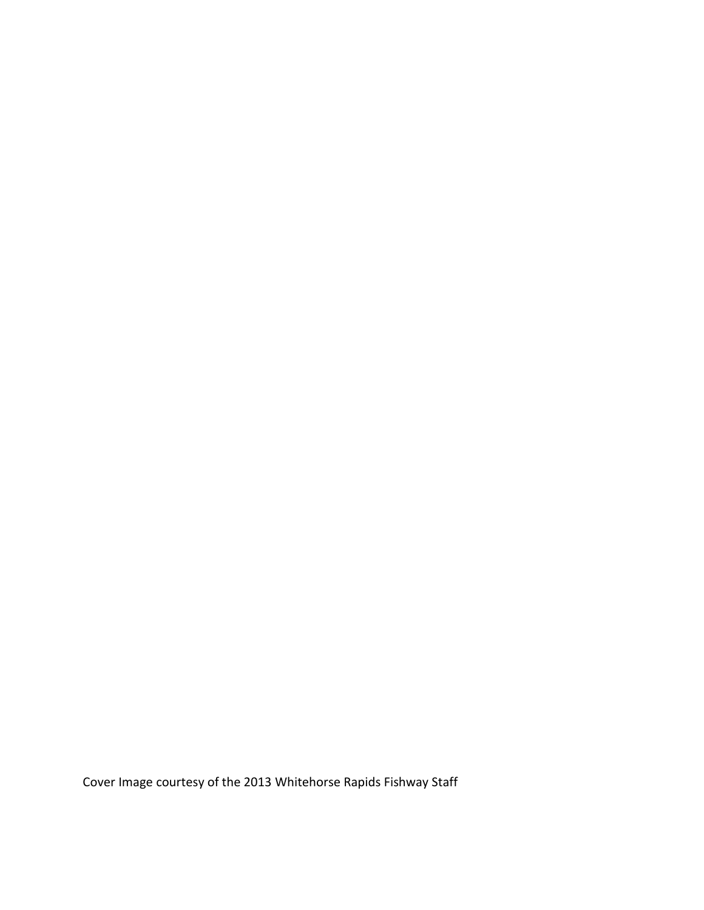Cover Image courtesy of the 2013 Whitehorse Rapids Fishway Staff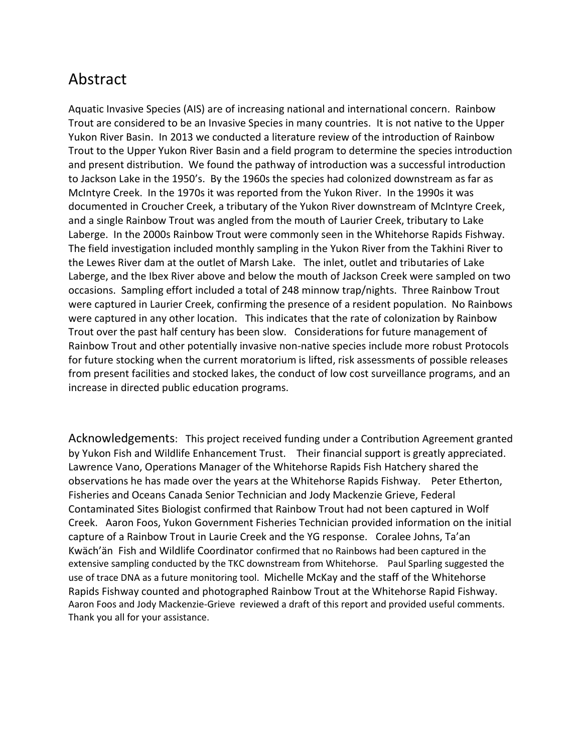# Abstract

Aquatic Invasive Species (AIS) are of increasing national and international concern. Rainbow Trout are considered to be an Invasive Species in many countries. It is not native to the Upper Yukon River Basin. In 2013 we conducted a literature review of the introduction of Rainbow Trout to the Upper Yukon River Basin and a field program to determine the species introduction and present distribution. We found the pathway of introduction was a successful introduction to Jackson Lake in the 1950's. By the 1960s the species had colonized downstream as far as McIntyre Creek. In the 1970s it was reported from the Yukon River. In the 1990s it was documented in Croucher Creek, a tributary of the Yukon River downstream of McIntyre Creek, and a single Rainbow Trout was angled from the mouth of Laurier Creek, tributary to Lake Laberge. In the 2000s Rainbow Trout were commonly seen in the Whitehorse Rapids Fishway. The field investigation included monthly sampling in the Yukon River from the Takhini River to the Lewes River dam at the outlet of Marsh Lake. The inlet, outlet and tributaries of Lake Laberge, and the Ibex River above and below the mouth of Jackson Creek were sampled on two occasions. Sampling effort included a total of 248 minnow trap/nights. Three Rainbow Trout were captured in Laurier Creek, confirming the presence of a resident population. No Rainbows were captured in any other location. This indicates that the rate of colonization by Rainbow Trout over the past half century has been slow. Considerations for future management of Rainbow Trout and other potentially invasive non-native species include more robust Protocols for future stocking when the current moratorium is lifted, risk assessments of possible releases from present facilities and stocked lakes, the conduct of low cost surveillance programs, and an increase in directed public education programs.

Acknowledgements: This project received funding under a Contribution Agreement granted by Yukon Fish and Wildlife Enhancement Trust. Their financial support is greatly appreciated. Lawrence Vano, Operations Manager of the Whitehorse Rapids Fish Hatchery shared the observations he has made over the years at the Whitehorse Rapids Fishway. Peter Etherton, Fisheries and Oceans Canada Senior Technician and Jody Mackenzie Grieve, Federal Contaminated Sites Biologist confirmed that Rainbow Trout had not been captured in Wolf Creek. Aaron Foos, Yukon Government Fisheries Technician provided information on the initial capture of a Rainbow Trout in Laurie Creek and the YG response. Coralee Johns, Ta'an Kwäch'än Fish and Wildlife Coordinator confirmed that no Rainbows had been captured in the extensive sampling conducted by the TKC downstream from Whitehorse. Paul Sparling suggested the use of trace DNA as a future monitoring tool. Michelle McKay and the staff of the Whitehorse Rapids Fishway counted and photographed Rainbow Trout at the Whitehorse Rapid Fishway. Aaron Foos and Jody Mackenzie-Grieve reviewed a draft of this report and provided useful comments. Thank you all for your assistance.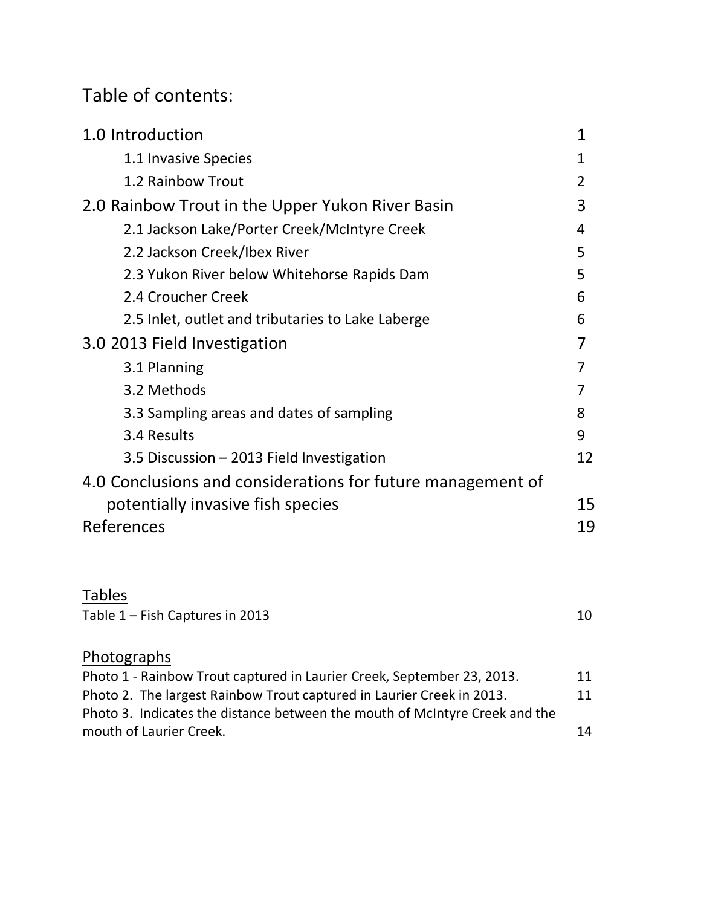# Table of contents:

| | |
|---|---|
| 1.0 Introduction | 1 |
| 1.1 Invasive Species | 1 |
| 1.2 Rainbow Trout | 2 |
| 2.0 Rainbow Trout in the Upper Yukon River Basin | 3 |
| 2.1 Jackson Lake/Porter Creek/McIntyre Creek | 4 |
| 2.2 Jackson Creek/Ibex River | 5 |
| 2.3 Yukon River below Whitehorse Rapids Dam | 5 |
| 2.4 Croucher Creek | 6 |
| 2.5 Inlet, outlet and tributaries to Lake Laberge | 6 |
| 3.0 2013 Field Investigation | 7 |
| 3.1 Planning | 7 |
| 3.2 Methods | 7 |
| 3.3 Sampling areas and dates of sampling | 8 |
| 3.4 Results | 9 |
| 3.5 Discussion – 2013 Field Investigation | 12 |
| 4.0 Conclusions and considerations for future management of potentially invasive fish species | 15 |
| References | 19 |

Tables

| | |
|---|---|
| Table 1 – Fish Captures in 2013 | 10 |

Photographs

| | |
|---|---|
| Photo 1 - Rainbow Trout captured in Laurier Creek, September 23, 2013. | 11 |
| Photo 2. The largest Rainbow Trout captured in Laurier Creek in 2013. | 11 |
| Photo 3. Indicates the distance between the mouth of McIntyre Creek and the mouth of Laurier Creek. | 14 |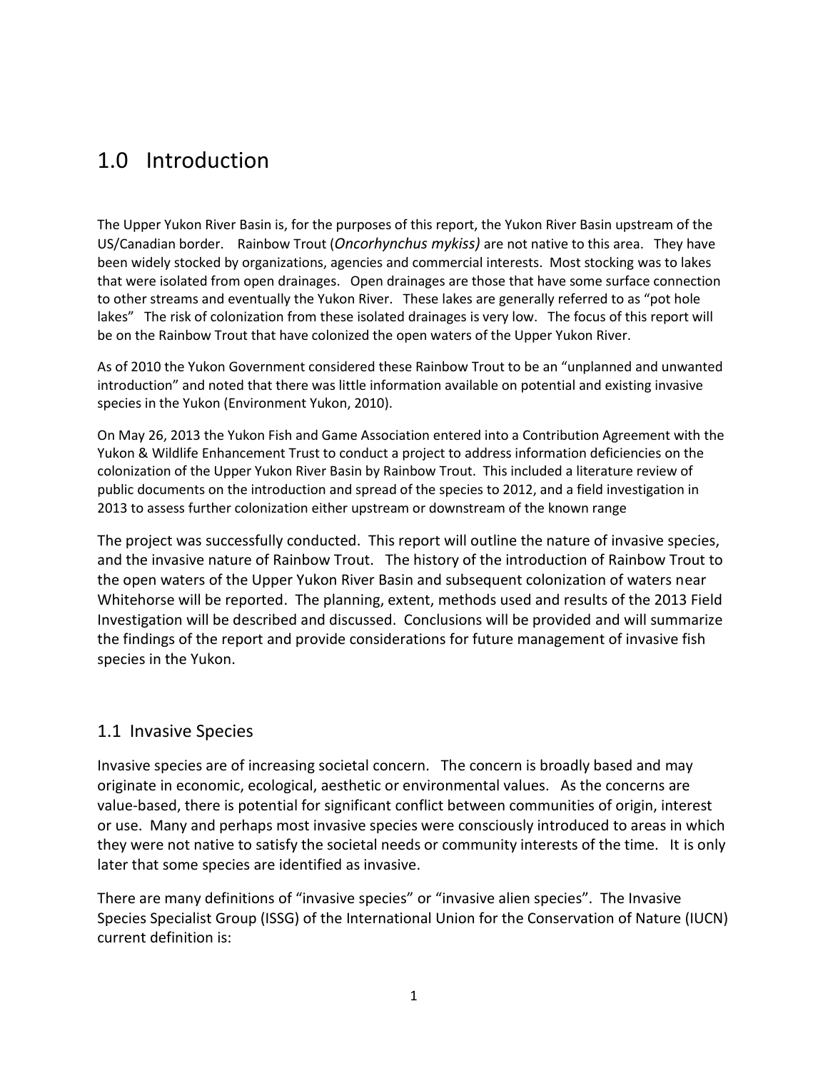# 1.0 Introduction

The Upper Yukon River Basin is, for the purposes of this report, the Yukon River Basin upstream of the US/Canadian border. Rainbow Trout (*Oncorhynchus mykiss)* are not native to this area. They have been widely stocked by organizations, agencies and commercial interests. Most stocking was to lakes that were isolated from open drainages. Open drainages are those that have some surface connection to other streams and eventually the Yukon River. These lakes are generally referred to as "pot hole lakes" The risk of colonization from these isolated drainages is very low. The focus of this report will be on the Rainbow Trout that have colonized the open waters of the Upper Yukon River.

As of 2010 the Yukon Government considered these Rainbow Trout to be an "unplanned and unwanted introduction" and noted that there was little information available on potential and existing invasive species in the Yukon (Environment Yukon, 2010).

On May 26, 2013 the Yukon Fish and Game Association entered into a Contribution Agreement with the Yukon & Wildlife Enhancement Trust to conduct a project to address information deficiencies on the colonization of the Upper Yukon River Basin by Rainbow Trout. This included a literature review of public documents on the introduction and spread of the species to 2012, and a field investigation in 2013 to assess further colonization either upstream or downstream of the known range

The project was successfully conducted. This report will outline the nature of invasive species, and the invasive nature of Rainbow Trout. The history of the introduction of Rainbow Trout to the open waters of the Upper Yukon River Basin and subsequent colonization of waters near Whitehorse will be reported. The planning, extent, methods used and results of the 2013 Field Investigation will be described and discussed. Conclusions will be provided and will summarize the findings of the report and provide considerations for future management of invasive fish species in the Yukon.

## 1.1 Invasive Species

Invasive species are of increasing societal concern. The concern is broadly based and may originate in economic, ecological, aesthetic or environmental values. As the concerns are value-based, there is potential for significant conflict between communities of origin, interest or use. Many and perhaps most invasive species were consciously introduced to areas in which they were not native to satisfy the societal needs or community interests of the time. It is only later that some species are identified as invasive.

There are many definitions of "invasive species" or "invasive alien species". The Invasive Species Specialist Group (ISSG) of the International Union for the Conservation of Nature (IUCN) current definition is: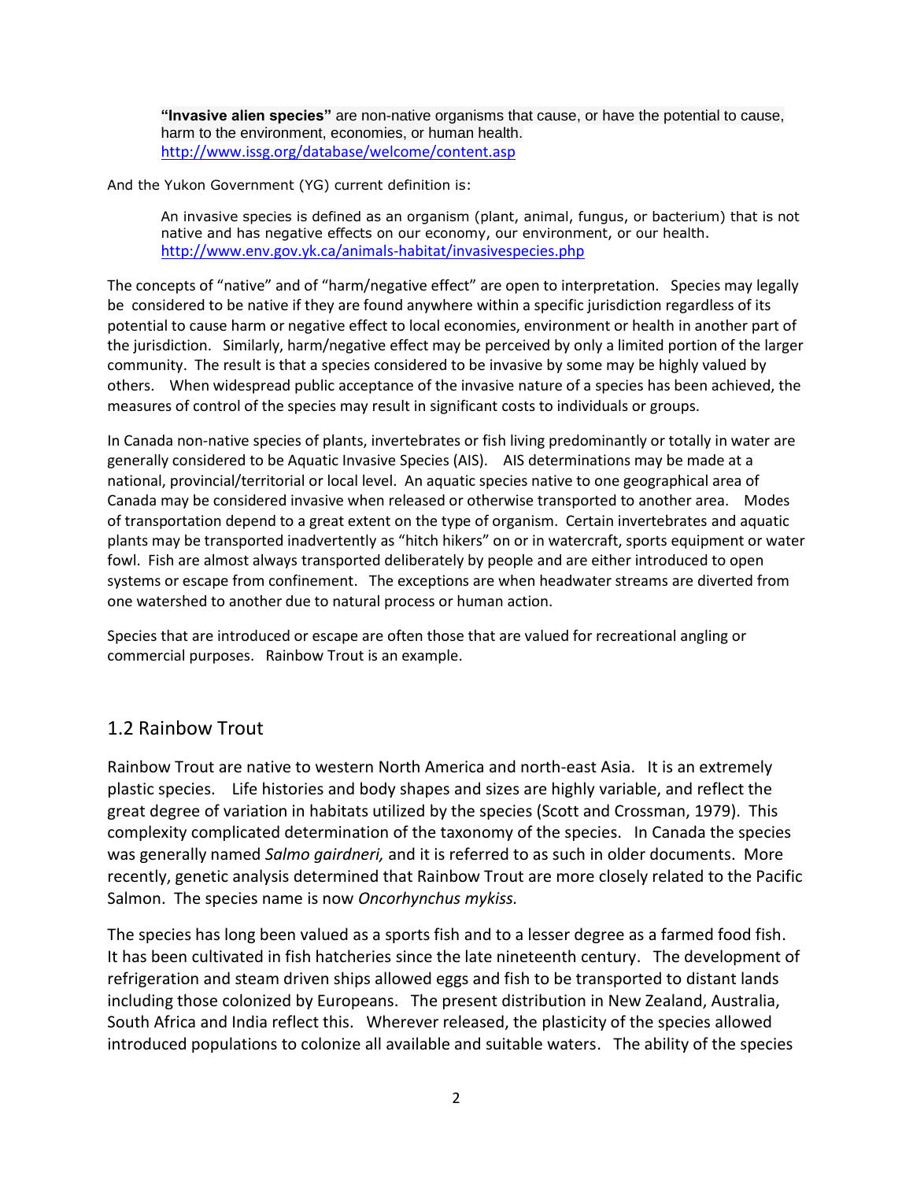> **"Invasive alien species"** are non-native organisms that cause, or have the potential to cause, harm to the environment, economies, or human health.
> http://www.issg.org/database/welcome/content.asp

And the Yukon Government (YG) current definition is:

> An invasive species is defined as an organism (plant, animal, fungus, or bacterium) that is not native and has negative effects on our economy, our environment, or our health.
> http://www.env.gov.yk.ca/animals-habitat/invasivespecies.php

The concepts of "native" and of "harm/negative effect" are open to interpretation. Species may legally be considered to be native if they are found anywhere within a specific jurisdiction regardless of its potential to cause harm or negative effect to local economies, environment or health in another part of the jurisdiction. Similarly, harm/negative effect may be perceived by only a limited portion of the larger community. The result is that a species considered to be invasive by some may be highly valued by others. When widespread public acceptance of the invasive nature of a species has been achieved, the measures of control of the species may result in significant costs to individuals or groups.

In Canada non-native species of plants, invertebrates or fish living predominantly or totally in water are generally considered to be Aquatic Invasive Species (AIS). AIS determinations may be made at a national, provincial/territorial or local level. An aquatic species native to one geographical area of Canada may be considered invasive when released or otherwise transported to another area. Modes of transportation depend to a great extent on the type of organism. Certain invertebrates and aquatic plants may be transported inadvertently as "hitch hikers" on or in watercraft, sports equipment or water fowl. Fish are almost always transported deliberately by people and are either introduced to open systems or escape from confinement. The exceptions are when headwater streams are diverted from one watershed to another due to natural process or human action.

Species that are introduced or escape are often those that are valued for recreational angling or commercial purposes. Rainbow Trout is an example.

## 1.2 Rainbow Trout

Rainbow Trout are native to western North America and north-east Asia. It is an extremely plastic species. Life histories and body shapes and sizes are highly variable, and reflect the great degree of variation in habitats utilized by the species (Scott and Crossman, 1979). This complexity complicated determination of the taxonomy of the species. In Canada the species was generally named *Salmo gairdneri,* and it is referred to as such in older documents. More recently, genetic analysis determined that Rainbow Trout are more closely related to the Pacific Salmon. The species name is now *Oncorhynchus mykiss.*

The species has long been valued as a sports fish and to a lesser degree as a farmed food fish. It has been cultivated in fish hatcheries since the late nineteenth century. The development of refrigeration and steam driven ships allowed eggs and fish to be transported to distant lands including those colonized by Europeans. The present distribution in New Zealand, Australia, South Africa and India reflect this. Wherever released, the plasticity of the species allowed introduced populations to colonize all available and suitable waters. The ability of the species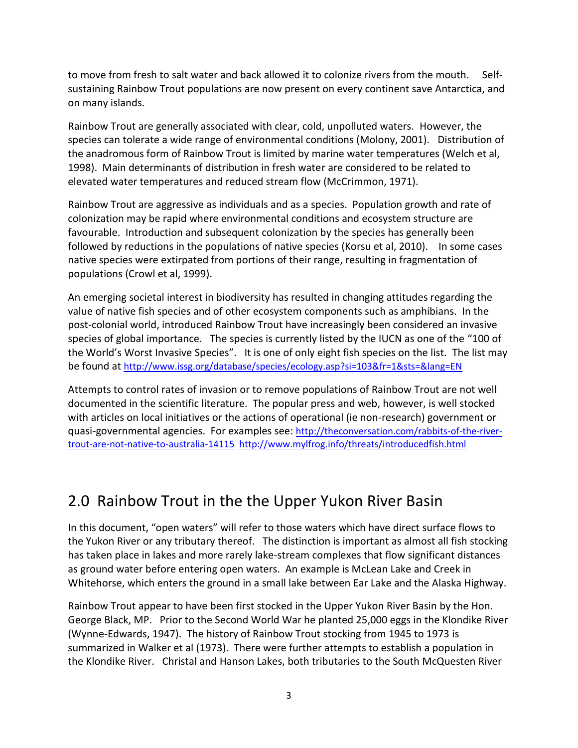to move from fresh to salt water and back allowed it to colonize rivers from the mouth. Self-sustaining Rainbow Trout populations are now present on every continent save Antarctica, and on many islands.

Rainbow Trout are generally associated with clear, cold, unpolluted waters. However, the species can tolerate a wide range of environmental conditions (Molony, 2001). Distribution of the anadromous form of Rainbow Trout is limited by marine water temperatures (Welch et al, 1998). Main determinants of distribution in fresh water are considered to be related to elevated water temperatures and reduced stream flow (McCrimmon, 1971).

Rainbow Trout are aggressive as individuals and as a species. Population growth and rate of colonization may be rapid where environmental conditions and ecosystem structure are favourable. Introduction and subsequent colonization by the species has generally been followed by reductions in the populations of native species (Korsu et al, 2010). In some cases native species were extirpated from portions of their range, resulting in fragmentation of populations (Crowl et al, 1999).

An emerging societal interest in biodiversity has resulted in changing attitudes regarding the value of native fish species and of other ecosystem components such as amphibians. In the post-colonial world, introduced Rainbow Trout have increasingly been considered an invasive species of global importance. The species is currently listed by the IUCN as one of the "100 of the World's Worst Invasive Species". It is one of only eight fish species on the list. The list may be found at http://www.issg.org/database/species/ecology.asp?si=103&fr=1&sts=&lang=EN

Attempts to control rates of invasion or to remove populations of Rainbow Trout are not well documented in the scientific literature. The popular press and web, however, is well stocked with articles on local initiatives or the actions of operational (ie non-research) government or quasi-governmental agencies. For examples see: http://theconversation.com/rabbits-of-the-river-trout-are-not-native-to-australia-14115 http://www.mylfrog.info/threats/introducedfish.html

## 2.0 Rainbow Trout in the the Upper Yukon River Basin

In this document, "open waters" will refer to those waters which have direct surface flows to the Yukon River or any tributary thereof. The distinction is important as almost all fish stocking has taken place in lakes and more rarely lake-stream complexes that flow significant distances as ground water before entering open waters. An example is McLean Lake and Creek in Whitehorse, which enters the ground in a small lake between Ear Lake and the Alaska Highway.

Rainbow Trout appear to have been first stocked in the Upper Yukon River Basin by the Hon. George Black, MP. Prior to the Second World War he planted 25,000 eggs in the Klondike River (Wynne-Edwards, 1947). The history of Rainbow Trout stocking from 1945 to 1973 is summarized in Walker et al (1973). There were further attempts to establish a population in the Klondike River. Christal and Hanson Lakes, both tributaries to the South McQuesten River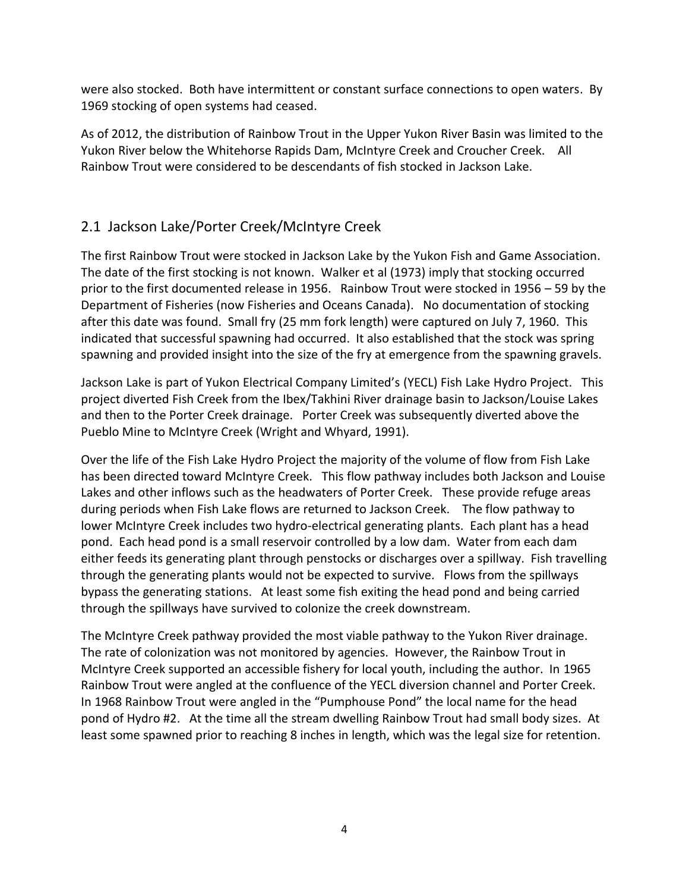were also stocked. Both have intermittent or constant surface connections to open waters. By 1969 stocking of open systems had ceased.

As of 2012, the distribution of Rainbow Trout in the Upper Yukon River Basin was limited to the Yukon River below the Whitehorse Rapids Dam, McIntyre Creek and Croucher Creek. All Rainbow Trout were considered to be descendants of fish stocked in Jackson Lake.

## 2.1 Jackson Lake/Porter Creek/McIntyre Creek

The first Rainbow Trout were stocked in Jackson Lake by the Yukon Fish and Game Association. The date of the first stocking is not known. Walker et al (1973) imply that stocking occurred prior to the first documented release in 1956. Rainbow Trout were stocked in 1956 – 59 by the Department of Fisheries (now Fisheries and Oceans Canada). No documentation of stocking after this date was found. Small fry (25 mm fork length) were captured on July 7, 1960. This indicated that successful spawning had occurred. It also established that the stock was spring spawning and provided insight into the size of the fry at emergence from the spawning gravels.

Jackson Lake is part of Yukon Electrical Company Limited's (YECL) Fish Lake Hydro Project. This project diverted Fish Creek from the Ibex/Takhini River drainage basin to Jackson/Louise Lakes and then to the Porter Creek drainage. Porter Creek was subsequently diverted above the Pueblo Mine to McIntyre Creek (Wright and Whyard, 1991).

Over the life of the Fish Lake Hydro Project the majority of the volume of flow from Fish Lake has been directed toward McIntyre Creek. This flow pathway includes both Jackson and Louise Lakes and other inflows such as the headwaters of Porter Creek. These provide refuge areas during periods when Fish Lake flows are returned to Jackson Creek. The flow pathway to lower McIntyre Creek includes two hydro-electrical generating plants. Each plant has a head pond. Each head pond is a small reservoir controlled by a low dam. Water from each dam either feeds its generating plant through penstocks or discharges over a spillway. Fish travelling through the generating plants would not be expected to survive. Flows from the spillways bypass the generating stations. At least some fish exiting the head pond and being carried through the spillways have survived to colonize the creek downstream.

The McIntyre Creek pathway provided the most viable pathway to the Yukon River drainage. The rate of colonization was not monitored by agencies. However, the Rainbow Trout in McIntyre Creek supported an accessible fishery for local youth, including the author. In 1965 Rainbow Trout were angled at the confluence of the YECL diversion channel and Porter Creek. In 1968 Rainbow Trout were angled in the "Pumphouse Pond" the local name for the head pond of Hydro #2. At the time all the stream dwelling Rainbow Trout had small body sizes. At least some spawned prior to reaching 8 inches in length, which was the legal size for retention.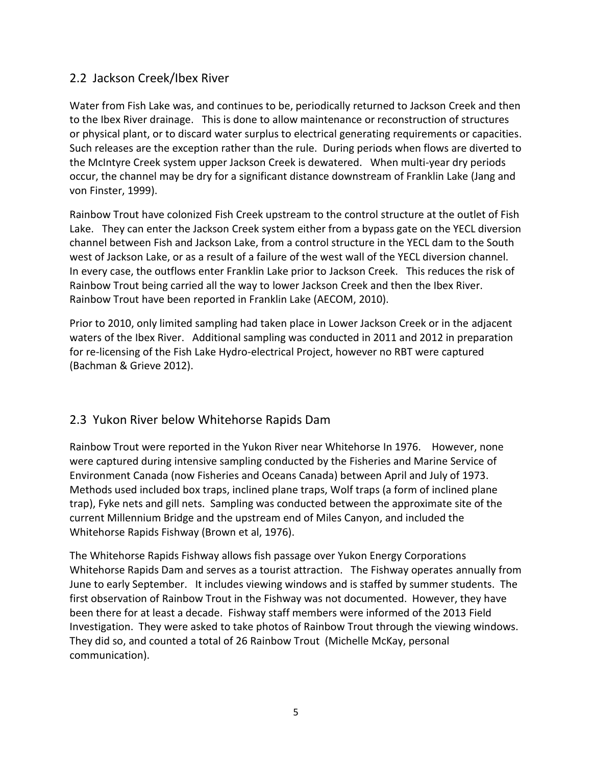## 2.2 Jackson Creek/Ibex River

Water from Fish Lake was, and continues to be, periodically returned to Jackson Creek and then to the Ibex River drainage. This is done to allow maintenance or reconstruction of structures or physical plant, or to discard water surplus to electrical generating requirements or capacities. Such releases are the exception rather than the rule. During periods when flows are diverted to the McIntyre Creek system upper Jackson Creek is dewatered. When multi-year dry periods occur, the channel may be dry for a significant distance downstream of Franklin Lake (Jang and von Finster, 1999).

Rainbow Trout have colonized Fish Creek upstream to the control structure at the outlet of Fish Lake. They can enter the Jackson Creek system either from a bypass gate on the YECL diversion channel between Fish and Jackson Lake, from a control structure in the YECL dam to the South west of Jackson Lake, or as a result of a failure of the west wall of the YECL diversion channel. In every case, the outflows enter Franklin Lake prior to Jackson Creek. This reduces the risk of Rainbow Trout being carried all the way to lower Jackson Creek and then the Ibex River. Rainbow Trout have been reported in Franklin Lake (AECOM, 2010).

Prior to 2010, only limited sampling had taken place in Lower Jackson Creek or in the adjacent waters of the Ibex River. Additional sampling was conducted in 2011 and 2012 in preparation for re-licensing of the Fish Lake Hydro-electrical Project, however no RBT were captured (Bachman & Grieve 2012).

## 2.3 Yukon River below Whitehorse Rapids Dam

Rainbow Trout were reported in the Yukon River near Whitehorse In 1976. However, none were captured during intensive sampling conducted by the Fisheries and Marine Service of Environment Canada (now Fisheries and Oceans Canada) between April and July of 1973. Methods used included box traps, inclined plane traps, Wolf traps (a form of inclined plane trap), Fyke nets and gill nets. Sampling was conducted between the approximate site of the current Millennium Bridge and the upstream end of Miles Canyon, and included the Whitehorse Rapids Fishway (Brown et al, 1976).

The Whitehorse Rapids Fishway allows fish passage over Yukon Energy Corporations Whitehorse Rapids Dam and serves as a tourist attraction. The Fishway operates annually from June to early September. It includes viewing windows and is staffed by summer students. The first observation of Rainbow Trout in the Fishway was not documented. However, they have been there for at least a decade. Fishway staff members were informed of the 2013 Field Investigation. They were asked to take photos of Rainbow Trout through the viewing windows. They did so, and counted a total of 26 Rainbow Trout (Michelle McKay, personal communication).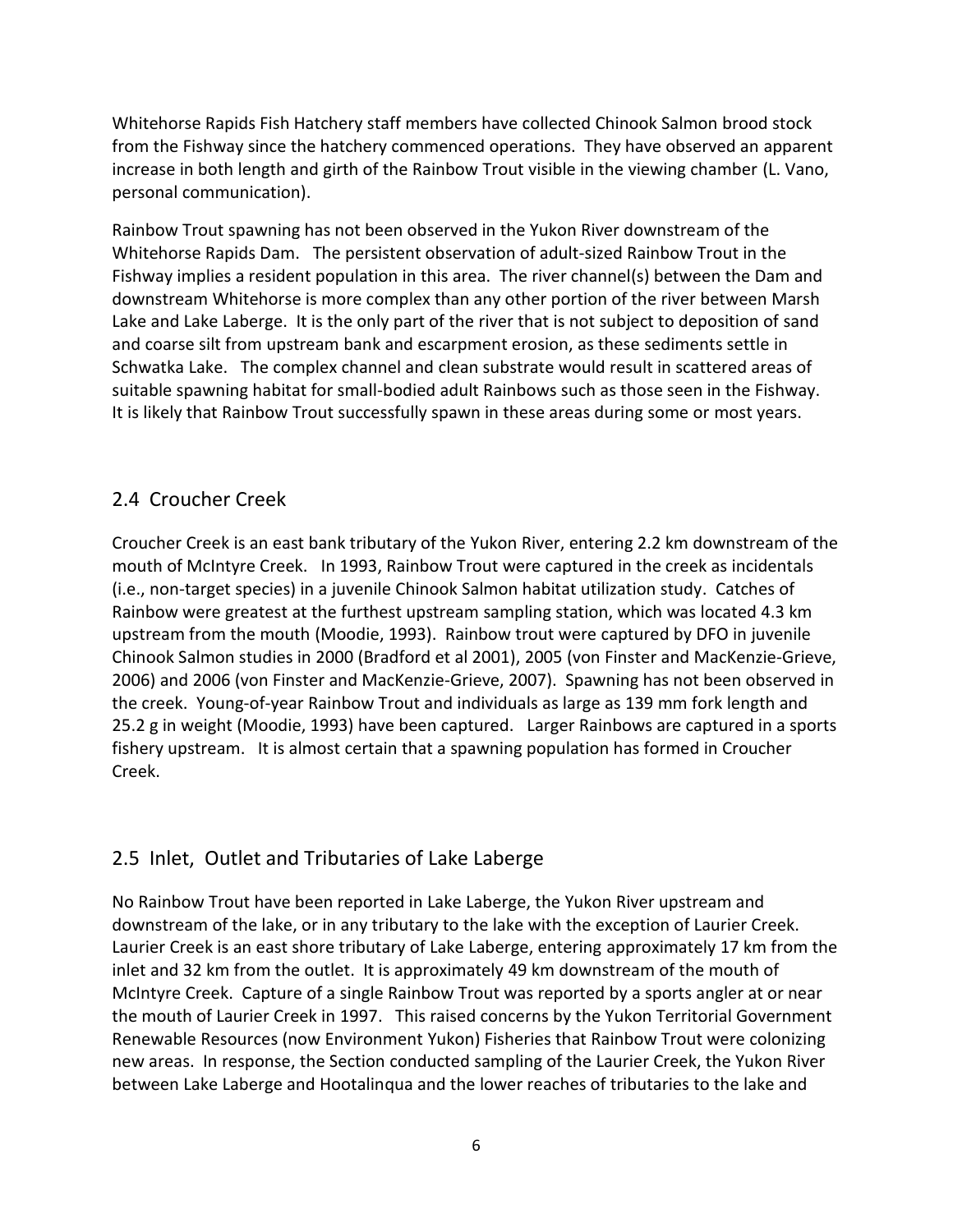Whitehorse Rapids Fish Hatchery staff members have collected Chinook Salmon brood stock from the Fishway since the hatchery commenced operations. They have observed an apparent increase in both length and girth of the Rainbow Trout visible in the viewing chamber (L. Vano, personal communication).

Rainbow Trout spawning has not been observed in the Yukon River downstream of the Whitehorse Rapids Dam. The persistent observation of adult-sized Rainbow Trout in the Fishway implies a resident population in this area. The river channel(s) between the Dam and downstream Whitehorse is more complex than any other portion of the river between Marsh Lake and Lake Laberge. It is the only part of the river that is not subject to deposition of sand and coarse silt from upstream bank and escarpment erosion, as these sediments settle in Schwatka Lake. The complex channel and clean substrate would result in scattered areas of suitable spawning habitat for small-bodied adult Rainbows such as those seen in the Fishway. It is likely that Rainbow Trout successfully spawn in these areas during some or most years.

## 2.4 Croucher Creek

Croucher Creek is an east bank tributary of the Yukon River, entering 2.2 km downstream of the mouth of McIntyre Creek. In 1993, Rainbow Trout were captured in the creek as incidentals (i.e., non-target species) in a juvenile Chinook Salmon habitat utilization study. Catches of Rainbow were greatest at the furthest upstream sampling station, which was located 4.3 km upstream from the mouth (Moodie, 1993). Rainbow trout were captured by DFO in juvenile Chinook Salmon studies in 2000 (Bradford et al 2001), 2005 (von Finster and MacKenzie-Grieve, 2006) and 2006 (von Finster and MacKenzie-Grieve, 2007). Spawning has not been observed in the creek. Young-of-year Rainbow Trout and individuals as large as 139 mm fork length and 25.2 g in weight (Moodie, 1993) have been captured. Larger Rainbows are captured in a sports fishery upstream. It is almost certain that a spawning population has formed in Croucher Creek.

## 2.5 Inlet, Outlet and Tributaries of Lake Laberge

No Rainbow Trout have been reported in Lake Laberge, the Yukon River upstream and downstream of the lake, or in any tributary to the lake with the exception of Laurier Creek. Laurier Creek is an east shore tributary of Lake Laberge, entering approximately 17 km from the inlet and 32 km from the outlet. It is approximately 49 km downstream of the mouth of McIntyre Creek. Capture of a single Rainbow Trout was reported by a sports angler at or near the mouth of Laurier Creek in 1997. This raised concerns by the Yukon Territorial Government Renewable Resources (now Environment Yukon) Fisheries that Rainbow Trout were colonizing new areas. In response, the Section conducted sampling of the Laurier Creek, the Yukon River between Lake Laberge and Hootalinqua and the lower reaches of tributaries to the lake and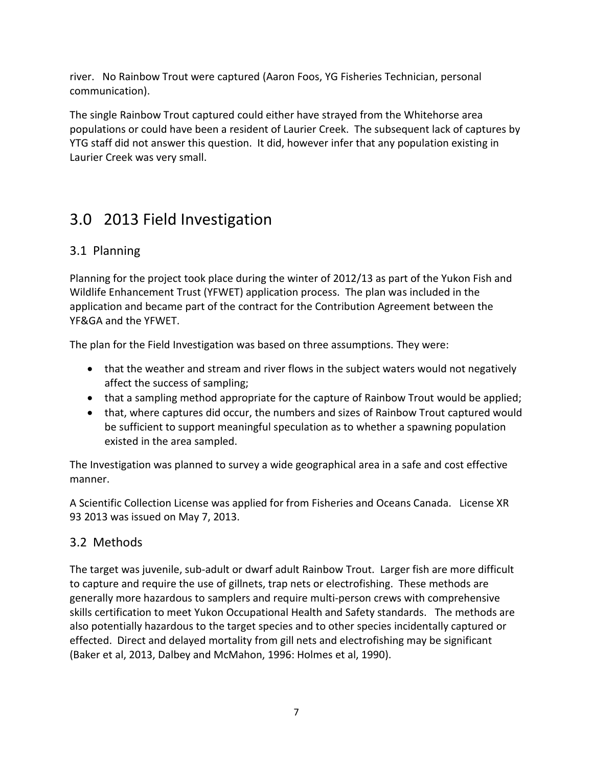river. No Rainbow Trout were captured (Aaron Foos, YG Fisheries Technician, personal communication).

The single Rainbow Trout captured could either have strayed from the Whitehorse area populations or could have been a resident of Laurier Creek. The subsequent lack of captures by YTG staff did not answer this question. It did, however infer that any population existing in Laurier Creek was very small.

# 3.0 2013 Field Investigation

## 3.1 Planning

Planning for the project took place during the winter of 2012/13 as part of the Yukon Fish and Wildlife Enhancement Trust (YFWET) application process. The plan was included in the application and became part of the contract for the Contribution Agreement between the YF&GA and the YFWET.

The plan for the Field Investigation was based on three assumptions. They were:

- that the weather and stream and river flows in the subject waters would not negatively affect the success of sampling;
- that a sampling method appropriate for the capture of Rainbow Trout would be applied;
- that, where captures did occur, the numbers and sizes of Rainbow Trout captured would be sufficient to support meaningful speculation as to whether a spawning population existed in the area sampled.

The Investigation was planned to survey a wide geographical area in a safe and cost effective manner.

A Scientific Collection License was applied for from Fisheries and Oceans Canada. License XR 93 2013 was issued on May 7, 2013.

## 3.2 Methods

The target was juvenile, sub-adult or dwarf adult Rainbow Trout. Larger fish are more difficult to capture and require the use of gillnets, trap nets or electrofishing. These methods are generally more hazardous to samplers and require multi-person crews with comprehensive skills certification to meet Yukon Occupational Health and Safety standards. The methods are also potentially hazardous to the target species and to other species incidentally captured or effected. Direct and delayed mortality from gill nets and electrofishing may be significant (Baker et al, 2013, Dalbey and McMahon, 1996: Holmes et al, 1990).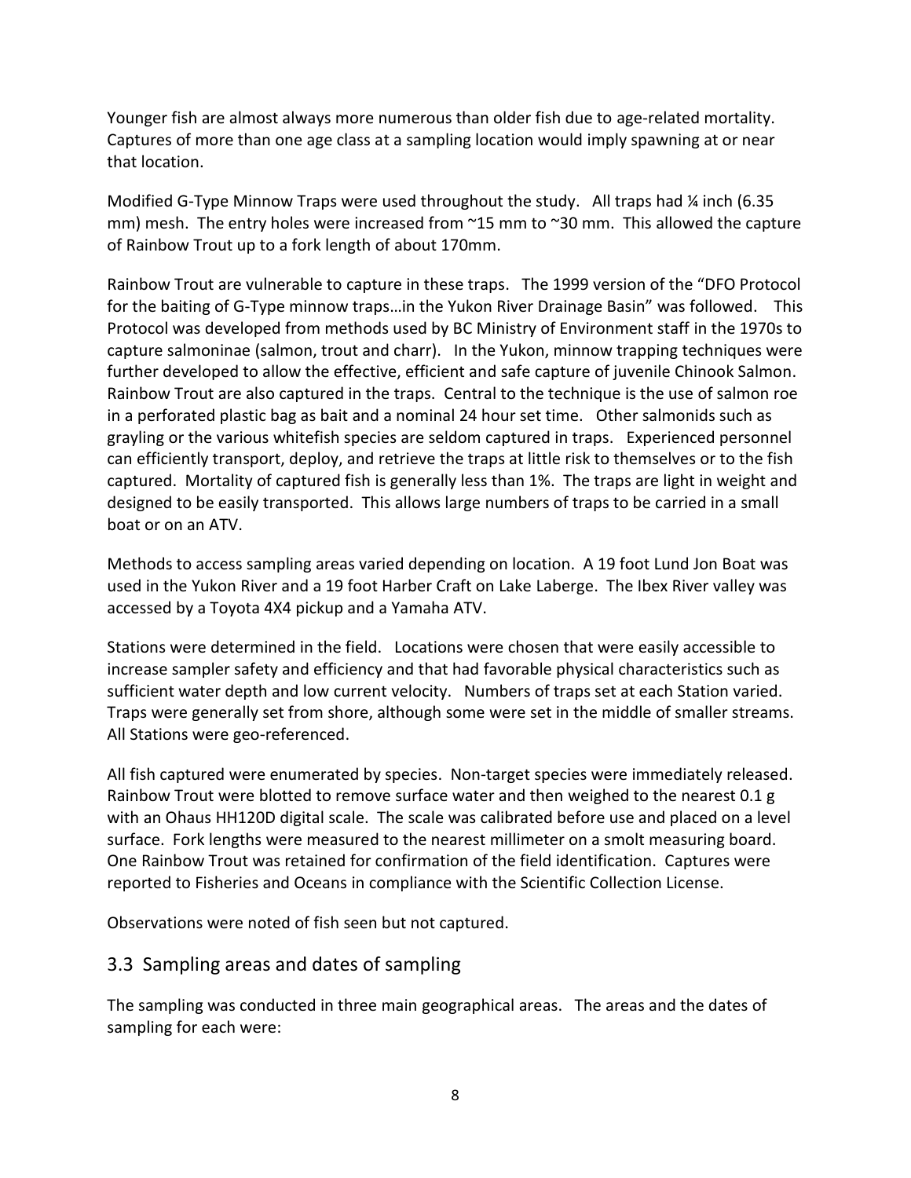Younger fish are almost always more numerous than older fish due to age-related mortality. Captures of more than one age class at a sampling location would imply spawning at or near that location.

Modified G-Type Minnow Traps were used throughout the study. All traps had ¼ inch (6.35 mm) mesh. The entry holes were increased from ~15 mm to ~30 mm. This allowed the capture of Rainbow Trout up to a fork length of about 170mm.

Rainbow Trout are vulnerable to capture in these traps. The 1999 version of the "DFO Protocol for the baiting of G-Type minnow traps…in the Yukon River Drainage Basin" was followed. This Protocol was developed from methods used by BC Ministry of Environment staff in the 1970s to capture salmoninae (salmon, trout and charr). In the Yukon, minnow trapping techniques were further developed to allow the effective, efficient and safe capture of juvenile Chinook Salmon. Rainbow Trout are also captured in the traps. Central to the technique is the use of salmon roe in a perforated plastic bag as bait and a nominal 24 hour set time. Other salmonids such as grayling or the various whitefish species are seldom captured in traps. Experienced personnel can efficiently transport, deploy, and retrieve the traps at little risk to themselves or to the fish captured. Mortality of captured fish is generally less than 1%. The traps are light in weight and designed to be easily transported. This allows large numbers of traps to be carried in a small boat or on an ATV.

Methods to access sampling areas varied depending on location. A 19 foot Lund Jon Boat was used in the Yukon River and a 19 foot Harber Craft on Lake Laberge. The Ibex River valley was accessed by a Toyota 4X4 pickup and a Yamaha ATV.

Stations were determined in the field. Locations were chosen that were easily accessible to increase sampler safety and efficiency and that had favorable physical characteristics such as sufficient water depth and low current velocity. Numbers of traps set at each Station varied. Traps were generally set from shore, although some were set in the middle of smaller streams. All Stations were geo-referenced.

All fish captured were enumerated by species. Non-target species were immediately released. Rainbow Trout were blotted to remove surface water and then weighed to the nearest 0.1 g with an Ohaus HH120D digital scale. The scale was calibrated before use and placed on a level surface. Fork lengths were measured to the nearest millimeter on a smolt measuring board. One Rainbow Trout was retained for confirmation of the field identification. Captures were reported to Fisheries and Oceans in compliance with the Scientific Collection License.

Observations were noted of fish seen but not captured.

## 3.3 Sampling areas and dates of sampling

The sampling was conducted in three main geographical areas. The areas and the dates of sampling for each were: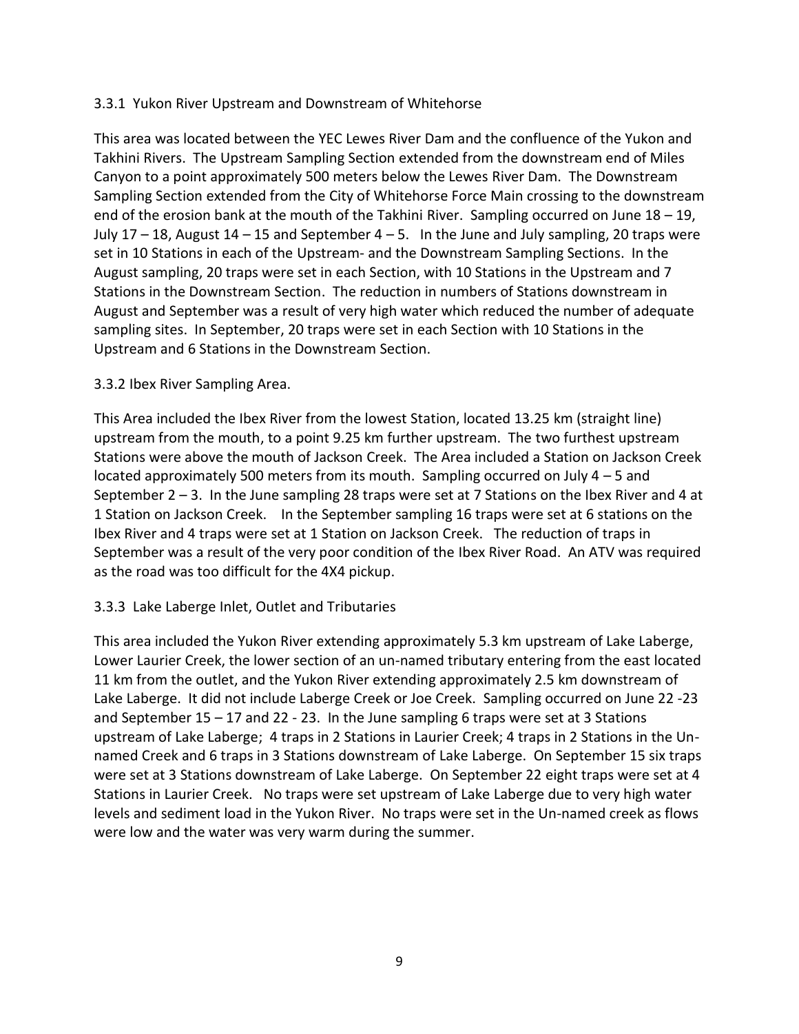### 3.3.1 Yukon River Upstream and Downstream of Whitehorse

This area was located between the YEC Lewes River Dam and the confluence of the Yukon and Takhini Rivers. The Upstream Sampling Section extended from the downstream end of Miles Canyon to a point approximately 500 meters below the Lewes River Dam. The Downstream Sampling Section extended from the City of Whitehorse Force Main crossing to the downstream end of the erosion bank at the mouth of the Takhini River. Sampling occurred on June 18 – 19, July 17 – 18, August 14 – 15 and September 4 – 5. In the June and July sampling, 20 traps were set in 10 Stations in each of the Upstream- and the Downstream Sampling Sections. In the August sampling, 20 traps were set in each Section, with 10 Stations in the Upstream and 7 Stations in the Downstream Section. The reduction in numbers of Stations downstream in August and September was a result of very high water which reduced the number of adequate sampling sites. In September, 20 traps were set in each Section with 10 Stations in the Upstream and 6 Stations in the Downstream Section.

### 3.3.2 Ibex River Sampling Area.

This Area included the Ibex River from the lowest Station, located 13.25 km (straight line) upstream from the mouth, to a point 9.25 km further upstream. The two furthest upstream Stations were above the mouth of Jackson Creek. The Area included a Station on Jackson Creek located approximately 500 meters from its mouth. Sampling occurred on July 4 – 5 and September 2 – 3. In the June sampling 28 traps were set at 7 Stations on the Ibex River and 4 at 1 Station on Jackson Creek. In the September sampling 16 traps were set at 6 stations on the Ibex River and 4 traps were set at 1 Station on Jackson Creek. The reduction of traps in September was a result of the very poor condition of the Ibex River Road. An ATV was required as the road was too difficult for the 4X4 pickup.

### 3.3.3 Lake Laberge Inlet, Outlet and Tributaries

This area included the Yukon River extending approximately 5.3 km upstream of Lake Laberge, Lower Laurier Creek, the lower section of an un-named tributary entering from the east located 11 km from the outlet, and the Yukon River extending approximately 2.5 km downstream of Lake Laberge. It did not include Laberge Creek or Joe Creek. Sampling occurred on June 22 -23 and September 15 – 17 and 22 - 23. In the June sampling 6 traps were set at 3 Stations upstream of Lake Laberge; 4 traps in 2 Stations in Laurier Creek; 4 traps in 2 Stations in the Un-named Creek and 6 traps in 3 Stations downstream of Lake Laberge. On September 15 six traps were set at 3 Stations downstream of Lake Laberge. On September 22 eight traps were set at 4 Stations in Laurier Creek. No traps were set upstream of Lake Laberge due to very high water levels and sediment load in the Yukon River. No traps were set in the Un-named creek as flows were low and the water was very warm during the summer.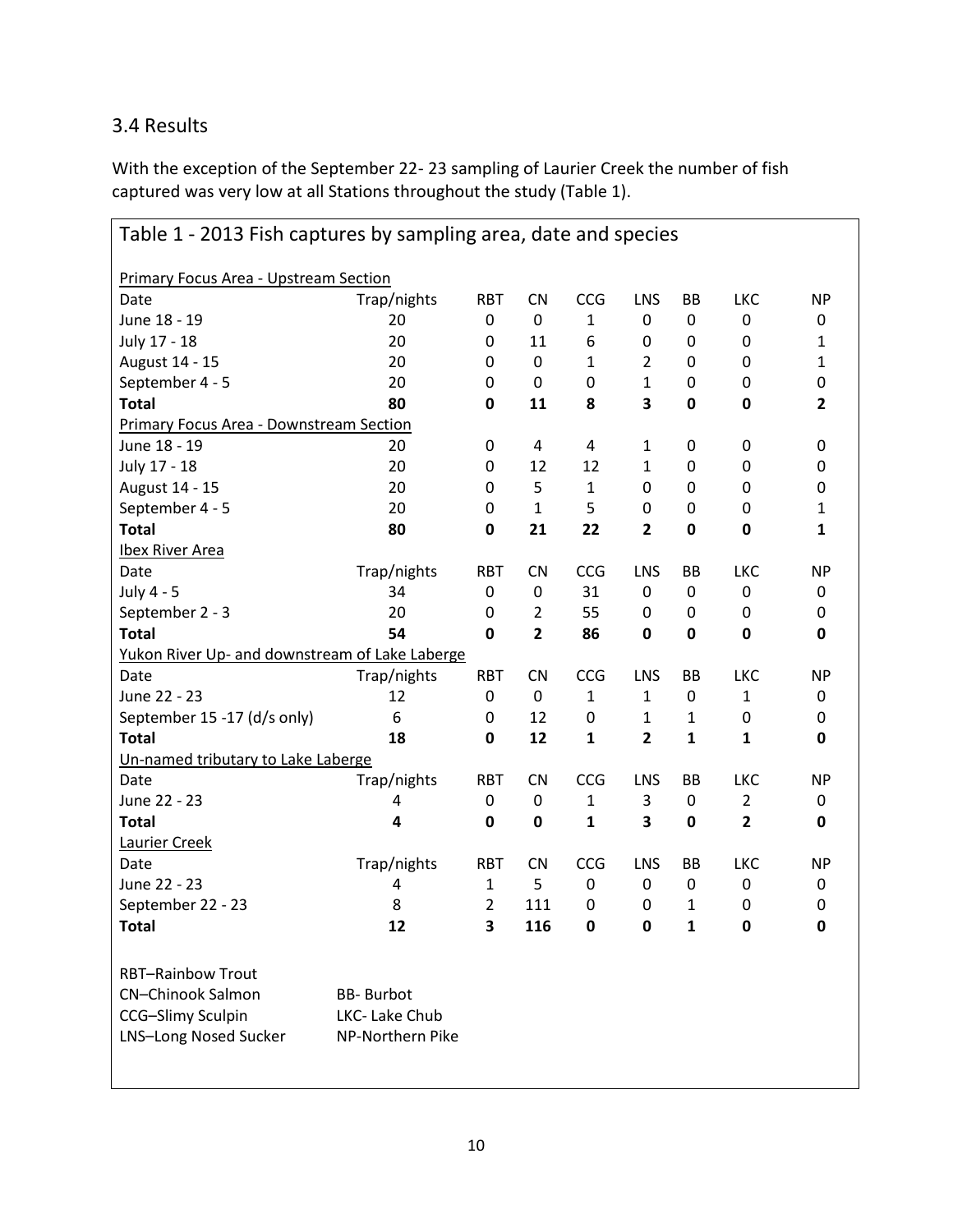## 3.4 Results

With the exception of the September 22- 23 sampling of Laurier Creek the number of fish captured was very low at all Stations throughout the study (Table 1).

Table 1 - 2013 Fish captures by sampling area, date and species

| Date | Trap/nights | RBT | CN | CCG | LNS | BB | LKC | NP |
|---|---|---|---|---|---|---|---|---|
| Primary Focus Area - Upstream Section | | | | | | | | |
| June 18 - 19 | 20 | 0 | 0 | 1 | 0 | 0 | 0 | 0 |
| July 17 - 18 | 20 | 0 | 11 | 6 | 0 | 0 | 0 | 1 |
| August 14 - 15 | 20 | 0 | 0 | 1 | 2 | 0 | 0 | 1 |
| September 4 - 5 | 20 | 0 | 0 | 0 | 1 | 0 | 0 | 0 |
| **Total** | **80** | **0** | **11** | **8** | **3** | **0** | **0** | **2** |
| Primary Focus Area - Downstream Section | | | | | | | | |
| June 18 - 19 | 20 | 0 | 4 | 4 | 1 | 0 | 0 | 0 |
| July 17 - 18 | 20 | 0 | 12 | 12 | 1 | 0 | 0 | 0 |
| August 14 - 15 | 20 | 0 | 5 | 1 | 0 | 0 | 0 | 0 |
| September 4 - 5 | 20 | 0 | 1 | 5 | 0 | 0 | 0 | 1 |
| **Total** | **80** | **0** | **21** | **22** | **2** | **0** | **0** | **1** |
| Ibex River Area | | | | | | | | |
| Date | Trap/nights | RBT | CN | CCG | LNS | BB | LKC | NP |
| July 4 - 5 | 34 | 0 | 0 | 31 | 0 | 0 | 0 | 0 |
| September 2 - 3 | 20 | 0 | 2 | 55 | 0 | 0 | 0 | 0 |
| **Total** | **54** | **0** | **2** | **86** | **0** | **0** | **0** | **0** |
| Yukon River Up- and downstream of Lake Laberge | | | | | | | | |
| Date | Trap/nights | RBT | CN | CCG | LNS | BB | LKC | NP |
| June 22 - 23 | 12 | 0 | 0 | 1 | 1 | 0 | 1 | 0 |
| September 15 -17 (d/s only) | 6 | 0 | 12 | 0 | 1 | 1 | 0 | 0 |
| **Total** | **18** | **0** | **12** | **1** | **2** | **1** | **1** | **0** |
| Un-named tributary to Lake Laberge | | | | | | | | |
| Date | Trap/nights | RBT | CN | CCG | LNS | BB | LKC | NP |
| June 22 - 23 | 4 | 0 | 0 | 1 | 3 | 0 | 2 | 0 |
| **Total** | **4** | **0** | **0** | **1** | **3** | **0** | **2** | **0** |
| Laurier Creek | | | | | | | | |
| Date | Trap/nights | RBT | CN | CCG | LNS | BB | LKC | NP |
| June 22 - 23 | 4 | 1 | 5 | 0 | 0 | 0 | 0 | 0 |
| September 22 - 23 | 8 | 2 | 111 | 0 | 0 | 1 | 0 | 0 |
| **Total** | **12** | **3** | **116** | **0** | **0** | **1** | **0** | **0** |

RBT–Rainbow Trout
CN–Chinook Salmon
CCG–Slimy Sculpin
LNS–Long Nosed Sucker
BB- Burbot
LKC- Lake Chub
NP-Northern Pike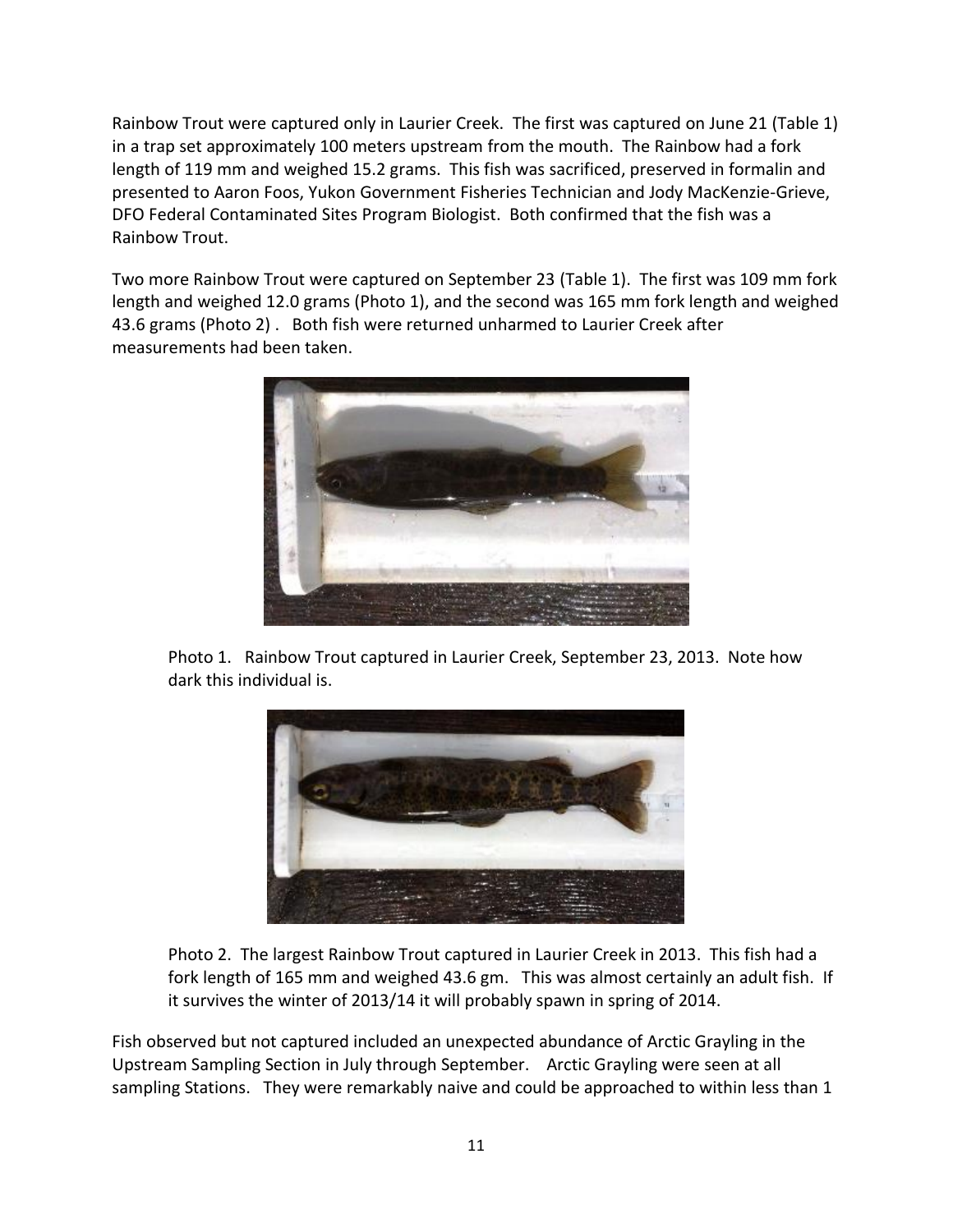Rainbow Trout were captured only in Laurier Creek. The first was captured on June 21 (Table 1) in a trap set approximately 100 meters upstream from the mouth. The Rainbow had a fork length of 119 mm and weighed 15.2 grams. This fish was sacrificed, preserved in formalin and presented to Aaron Foos, Yukon Government Fisheries Technician and Jody MacKenzie-Grieve, DFO Federal Contaminated Sites Program Biologist. Both confirmed that the fish was a Rainbow Trout.

Two more Rainbow Trout were captured on September 23 (Table 1). The first was 109 mm fork length and weighed 12.0 grams (Photo 1), and the second was 165 mm fork length and weighed 43.6 grams (Photo 2) . Both fish were returned unharmed to Laurier Creek after measurements had been taken.

Photo 1. Rainbow Trout captured in Laurier Creek, September 23, 2013. Note how dark this individual is.

Photo 2. The largest Rainbow Trout captured in Laurier Creek in 2013. This fish had a fork length of 165 mm and weighed 43.6 gm. This was almost certainly an adult fish. If it survives the winter of 2013/14 it will probably spawn in spring of 2014.

Fish observed but not captured included an unexpected abundance of Arctic Grayling in the Upstream Sampling Section in July through September. Arctic Grayling were seen at all sampling Stations. They were remarkably naive and could be approached to within less than 1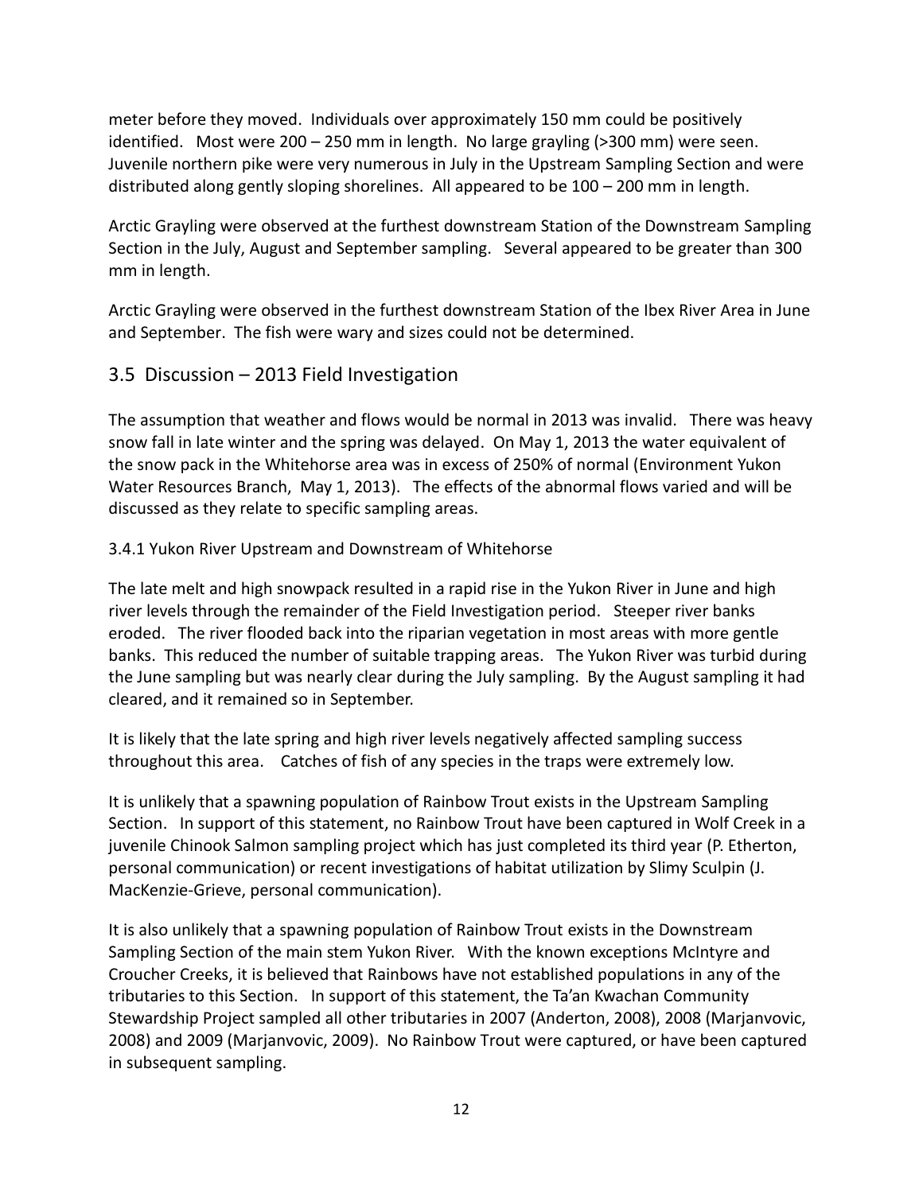meter before they moved. Individuals over approximately 150 mm could be positively identified. Most were 200 – 250 mm in length. No large grayling (>300 mm) were seen. Juvenile northern pike were very numerous in July in the Upstream Sampling Section and were distributed along gently sloping shorelines. All appeared to be 100 – 200 mm in length.

Arctic Grayling were observed at the furthest downstream Station of the Downstream Sampling Section in the July, August and September sampling. Several appeared to be greater than 300 mm in length.

Arctic Grayling were observed in the furthest downstream Station of the Ibex River Area in June and September. The fish were wary and sizes could not be determined.

## 3.5 Discussion – 2013 Field Investigation

The assumption that weather and flows would be normal in 2013 was invalid. There was heavy snow fall in late winter and the spring was delayed. On May 1, 2013 the water equivalent of the snow pack in the Whitehorse area was in excess of 250% of normal (Environment Yukon Water Resources Branch, May 1, 2013). The effects of the abnormal flows varied and will be discussed as they relate to specific sampling areas.

### 3.4.1 Yukon River Upstream and Downstream of Whitehorse

The late melt and high snowpack resulted in a rapid rise in the Yukon River in June and high river levels through the remainder of the Field Investigation period. Steeper river banks eroded. The river flooded back into the riparian vegetation in most areas with more gentle banks. This reduced the number of suitable trapping areas. The Yukon River was turbid during the June sampling but was nearly clear during the July sampling. By the August sampling it had cleared, and it remained so in September.

It is likely that the late spring and high river levels negatively affected sampling success throughout this area. Catches of fish of any species in the traps were extremely low.

It is unlikely that a spawning population of Rainbow Trout exists in the Upstream Sampling Section. In support of this statement, no Rainbow Trout have been captured in Wolf Creek in a juvenile Chinook Salmon sampling project which has just completed its third year (P. Etherton, personal communication) or recent investigations of habitat utilization by Slimy Sculpin (J. MacKenzie-Grieve, personal communication).

It is also unlikely that a spawning population of Rainbow Trout exists in the Downstream Sampling Section of the main stem Yukon River. With the known exceptions McIntyre and Croucher Creeks, it is believed that Rainbows have not established populations in any of the tributaries to this Section. In support of this statement, the Ta'an Kwachan Community Stewardship Project sampled all other tributaries in 2007 (Anderton, 2008), 2008 (Marjanvovic, 2008) and 2009 (Marjanvovic, 2009). No Rainbow Trout were captured, or have been captured in subsequent sampling.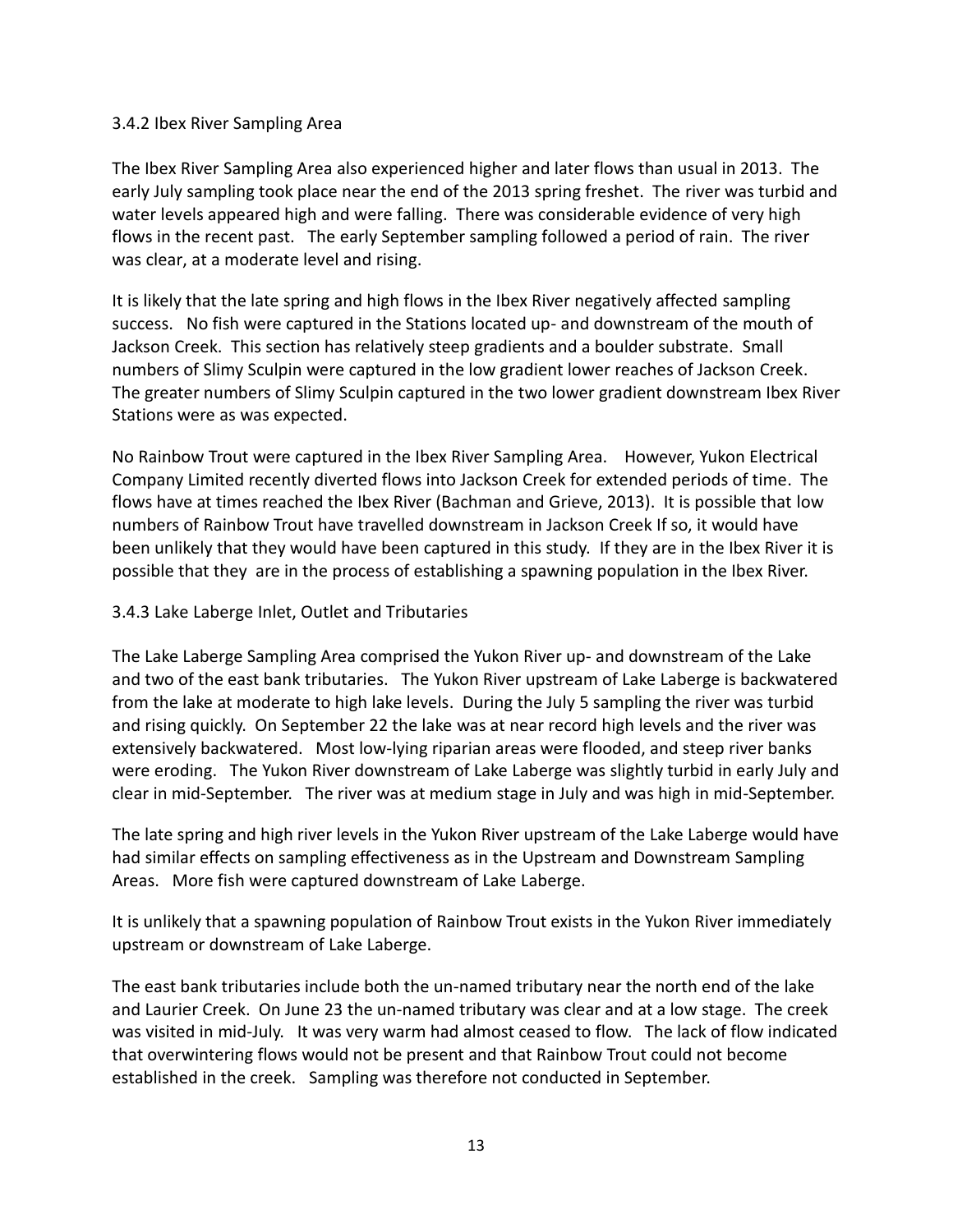### 3.4.2 Ibex River Sampling Area

The Ibex River Sampling Area also experienced higher and later flows than usual in 2013. The early July sampling took place near the end of the 2013 spring freshet. The river was turbid and water levels appeared high and were falling. There was considerable evidence of very high flows in the recent past. The early September sampling followed a period of rain. The river was clear, at a moderate level and rising.

It is likely that the late spring and high flows in the Ibex River negatively affected sampling success. No fish were captured in the Stations located up- and downstream of the mouth of Jackson Creek. This section has relatively steep gradients and a boulder substrate. Small numbers of Slimy Sculpin were captured in the low gradient lower reaches of Jackson Creek. The greater numbers of Slimy Sculpin captured in the two lower gradient downstream Ibex River Stations were as was expected.

No Rainbow Trout were captured in the Ibex River Sampling Area. However, Yukon Electrical Company Limited recently diverted flows into Jackson Creek for extended periods of time. The flows have at times reached the Ibex River (Bachman and Grieve, 2013). It is possible that low numbers of Rainbow Trout have travelled downstream in Jackson Creek If so, it would have been unlikely that they would have been captured in this study. If they are in the Ibex River it is possible that they are in the process of establishing a spawning population in the Ibex River.

### 3.4.3 Lake Laberge Inlet, Outlet and Tributaries

The Lake Laberge Sampling Area comprised the Yukon River up- and downstream of the Lake and two of the east bank tributaries. The Yukon River upstream of Lake Laberge is backwatered from the lake at moderate to high lake levels. During the July 5 sampling the river was turbid and rising quickly. On September 22 the lake was at near record high levels and the river was extensively backwatered. Most low-lying riparian areas were flooded, and steep river banks were eroding. The Yukon River downstream of Lake Laberge was slightly turbid in early July and clear in mid-September. The river was at medium stage in July and was high in mid-September.

The late spring and high river levels in the Yukon River upstream of the Lake Laberge would have had similar effects on sampling effectiveness as in the Upstream and Downstream Sampling Areas. More fish were captured downstream of Lake Laberge.

It is unlikely that a spawning population of Rainbow Trout exists in the Yukon River immediately upstream or downstream of Lake Laberge.

The east bank tributaries include both the un-named tributary near the north end of the lake and Laurier Creek. On June 23 the un-named tributary was clear and at a low stage. The creek was visited in mid-July. It was very warm had almost ceased to flow. The lack of flow indicated that overwintering flows would not be present and that Rainbow Trout could not become established in the creek. Sampling was therefore not conducted in September.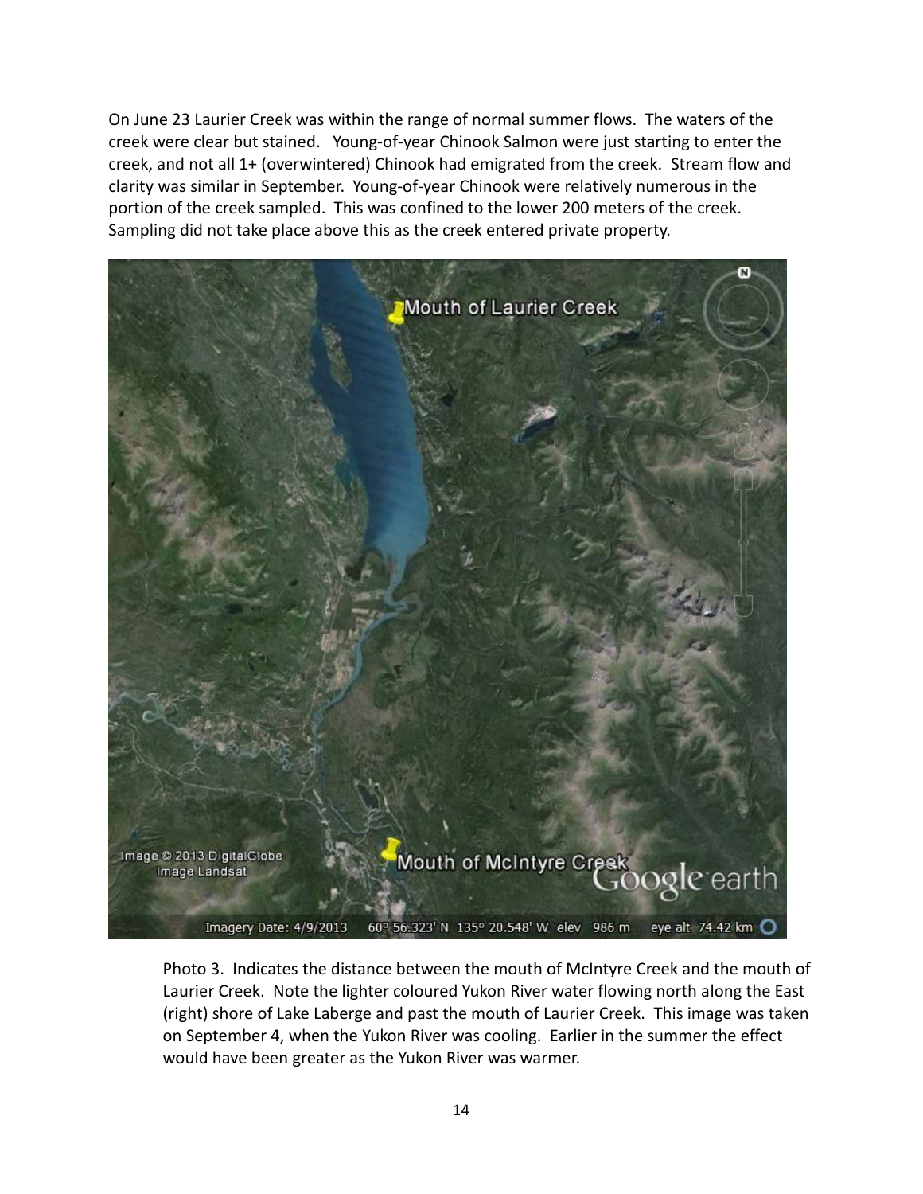On June 23 Laurier Creek was within the range of normal summer flows. The waters of the creek were clear but stained. Young-of-year Chinook Salmon were just starting to enter the creek, and not all 1+ (overwintered) Chinook had emigrated from the creek. Stream flow and clarity was similar in September. Young-of-year Chinook were relatively numerous in the portion of the creek sampled. This was confined to the lower 200 meters of the creek. Sampling did not take place above this as the creek entered private property.

Photo 3. Indicates the distance between the mouth of McIntyre Creek and the mouth of Laurier Creek. Note the lighter coloured Yukon River water flowing north along the East (right) shore of Lake Laberge and past the mouth of Laurier Creek. This image was taken on September 4, when the Yukon River was cooling. Earlier in the summer the effect would have been greater as the Yukon River was warmer.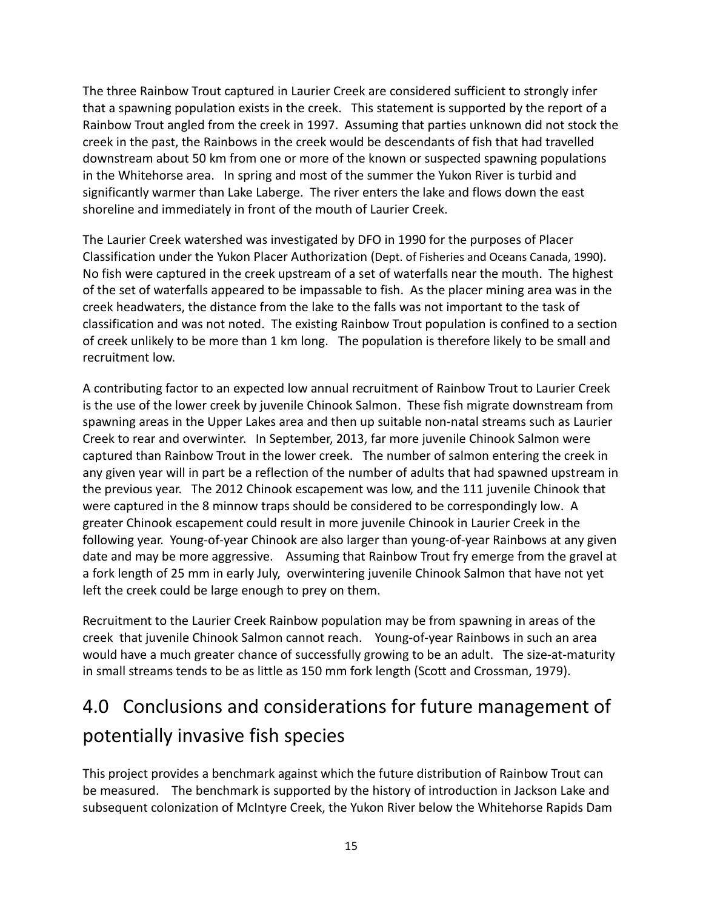The three Rainbow Trout captured in Laurier Creek are considered sufficient to strongly infer that a spawning population exists in the creek. This statement is supported by the report of a Rainbow Trout angled from the creek in 1997. Assuming that parties unknown did not stock the creek in the past, the Rainbows in the creek would be descendants of fish that had travelled downstream about 50 km from one or more of the known or suspected spawning populations in the Whitehorse area. In spring and most of the summer the Yukon River is turbid and significantly warmer than Lake Laberge. The river enters the lake and flows down the east shoreline and immediately in front of the mouth of Laurier Creek.

The Laurier Creek watershed was investigated by DFO in 1990 for the purposes of Placer Classification under the Yukon Placer Authorization (Dept. of Fisheries and Oceans Canada, 1990). No fish were captured in the creek upstream of a set of waterfalls near the mouth. The highest of the set of waterfalls appeared to be impassable to fish. As the placer mining area was in the creek headwaters, the distance from the lake to the falls was not important to the task of classification and was not noted. The existing Rainbow Trout population is confined to a section of creek unlikely to be more than 1 km long. The population is therefore likely to be small and recruitment low.

A contributing factor to an expected low annual recruitment of Rainbow Trout to Laurier Creek is the use of the lower creek by juvenile Chinook Salmon. These fish migrate downstream from spawning areas in the Upper Lakes area and then up suitable non-natal streams such as Laurier Creek to rear and overwinter. In September, 2013, far more juvenile Chinook Salmon were captured than Rainbow Trout in the lower creek. The number of salmon entering the creek in any given year will in part be a reflection of the number of adults that had spawned upstream in the previous year. The 2012 Chinook escapement was low, and the 111 juvenile Chinook that were captured in the 8 minnow traps should be considered to be correspondingly low. A greater Chinook escapement could result in more juvenile Chinook in Laurier Creek in the following year. Young-of-year Chinook are also larger than young-of-year Rainbows at any given date and may be more aggressive. Assuming that Rainbow Trout fry emerge from the gravel at a fork length of 25 mm in early July, overwintering juvenile Chinook Salmon that have not yet left the creek could be large enough to prey on them.

Recruitment to the Laurier Creek Rainbow population may be from spawning in areas of the creek that juvenile Chinook Salmon cannot reach. Young-of-year Rainbows in such an area would have a much greater chance of successfully growing to be an adult. The size-at-maturity in small streams tends to be as little as 150 mm fork length (Scott and Crossman, 1979).

# 4.0 Conclusions and considerations for future management of potentially invasive fish species

This project provides a benchmark against which the future distribution of Rainbow Trout can be measured. The benchmark is supported by the history of introduction in Jackson Lake and subsequent colonization of McIntyre Creek, the Yukon River below the Whitehorse Rapids Dam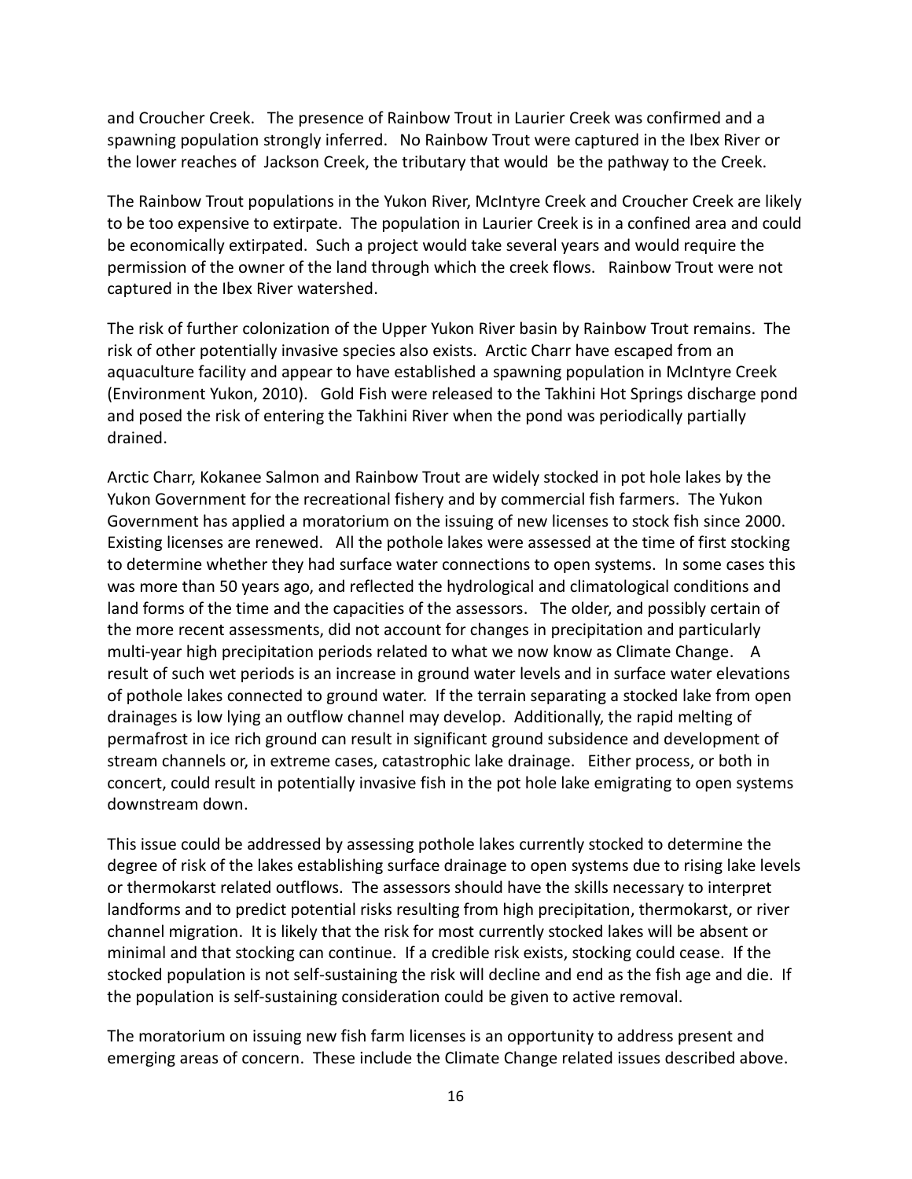and Croucher Creek. The presence of Rainbow Trout in Laurier Creek was confirmed and a spawning population strongly inferred. No Rainbow Trout were captured in the Ibex River or the lower reaches of Jackson Creek, the tributary that would be the pathway to the Creek.

The Rainbow Trout populations in the Yukon River, McIntyre Creek and Croucher Creek are likely to be too expensive to extirpate. The population in Laurier Creek is in a confined area and could be economically extirpated. Such a project would take several years and would require the permission of the owner of the land through which the creek flows. Rainbow Trout were not captured in the Ibex River watershed.

The risk of further colonization of the Upper Yukon River basin by Rainbow Trout remains. The risk of other potentially invasive species also exists. Arctic Charr have escaped from an aquaculture facility and appear to have established a spawning population in McIntyre Creek (Environment Yukon, 2010). Gold Fish were released to the Takhini Hot Springs discharge pond and posed the risk of entering the Takhini River when the pond was periodically partially drained.

Arctic Charr, Kokanee Salmon and Rainbow Trout are widely stocked in pot hole lakes by the Yukon Government for the recreational fishery and by commercial fish farmers. The Yukon Government has applied a moratorium on the issuing of new licenses to stock fish since 2000. Existing licenses are renewed. All the pothole lakes were assessed at the time of first stocking to determine whether they had surface water connections to open systems. In some cases this was more than 50 years ago, and reflected the hydrological and climatological conditions and land forms of the time and the capacities of the assessors. The older, and possibly certain of the more recent assessments, did not account for changes in precipitation and particularly multi-year high precipitation periods related to what we now know as Climate Change. A result of such wet periods is an increase in ground water levels and in surface water elevations of pothole lakes connected to ground water. If the terrain separating a stocked lake from open drainages is low lying an outflow channel may develop. Additionally, the rapid melting of permafrost in ice rich ground can result in significant ground subsidence and development of stream channels or, in extreme cases, catastrophic lake drainage. Either process, or both in concert, could result in potentially invasive fish in the pot hole lake emigrating to open systems downstream down.

This issue could be addressed by assessing pothole lakes currently stocked to determine the degree of risk of the lakes establishing surface drainage to open systems due to rising lake levels or thermokarst related outflows. The assessors should have the skills necessary to interpret landforms and to predict potential risks resulting from high precipitation, thermokarst, or river channel migration. It is likely that the risk for most currently stocked lakes will be absent or minimal and that stocking can continue. If a credible risk exists, stocking could cease. If the stocked population is not self-sustaining the risk will decline and end as the fish age and die. If the population is self-sustaining consideration could be given to active removal.

The moratorium on issuing new fish farm licenses is an opportunity to address present and emerging areas of concern. These include the Climate Change related issues described above.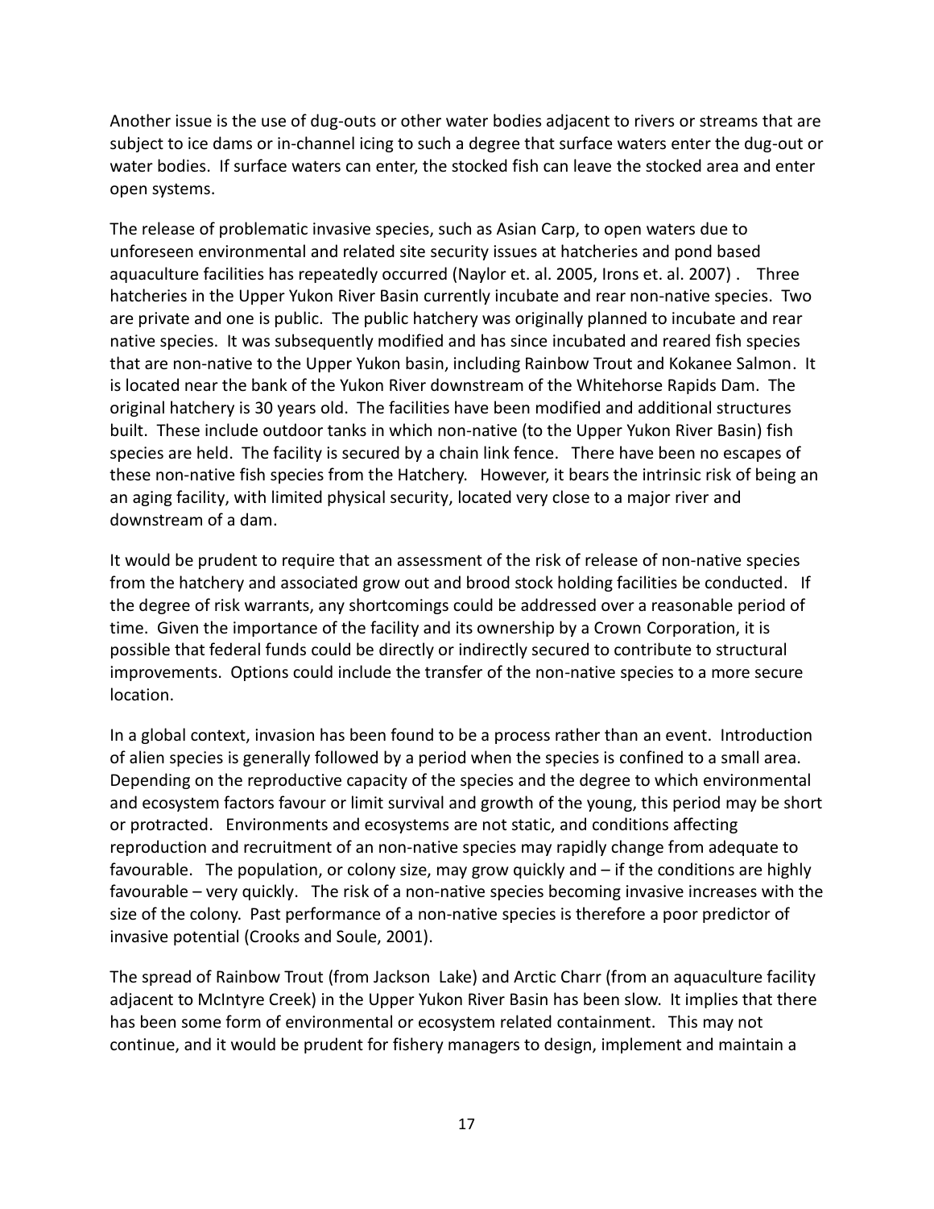Another issue is the use of dug-outs or other water bodies adjacent to rivers or streams that are subject to ice dams or in-channel icing to such a degree that surface waters enter the dug-out or water bodies. If surface waters can enter, the stocked fish can leave the stocked area and enter open systems.

The release of problematic invasive species, such as Asian Carp, to open waters due to unforeseen environmental and related site security issues at hatcheries and pond based aquaculture facilities has repeatedly occurred (Naylor et. al. 2005, Irons et. al. 2007) . Three hatcheries in the Upper Yukon River Basin currently incubate and rear non-native species. Two are private and one is public. The public hatchery was originally planned to incubate and rear native species. It was subsequently modified and has since incubated and reared fish species that are non-native to the Upper Yukon basin, including Rainbow Trout and Kokanee Salmon. It is located near the bank of the Yukon River downstream of the Whitehorse Rapids Dam. The original hatchery is 30 years old. The facilities have been modified and additional structures built. These include outdoor tanks in which non-native (to the Upper Yukon River Basin) fish species are held. The facility is secured by a chain link fence. There have been no escapes of these non-native fish species from the Hatchery. However, it bears the intrinsic risk of being an an aging facility, with limited physical security, located very close to a major river and downstream of a dam.

It would be prudent to require that an assessment of the risk of release of non-native species from the hatchery and associated grow out and brood stock holding facilities be conducted. If the degree of risk warrants, any shortcomings could be addressed over a reasonable period of time. Given the importance of the facility and its ownership by a Crown Corporation, it is possible that federal funds could be directly or indirectly secured to contribute to structural improvements. Options could include the transfer of the non-native species to a more secure location.

In a global context, invasion has been found to be a process rather than an event. Introduction of alien species is generally followed by a period when the species is confined to a small area. Depending on the reproductive capacity of the species and the degree to which environmental and ecosystem factors favour or limit survival and growth of the young, this period may be short or protracted. Environments and ecosystems are not static, and conditions affecting reproduction and recruitment of an non-native species may rapidly change from adequate to favourable. The population, or colony size, may grow quickly and – if the conditions are highly favourable – very quickly. The risk of a non-native species becoming invasive increases with the size of the colony. Past performance of a non-native species is therefore a poor predictor of invasive potential (Crooks and Soule, 2001).

The spread of Rainbow Trout (from Jackson Lake) and Arctic Charr (from an aquaculture facility adjacent to McIntyre Creek) in the Upper Yukon River Basin has been slow. It implies that there has been some form of environmental or ecosystem related containment. This may not continue, and it would be prudent for fishery managers to design, implement and maintain a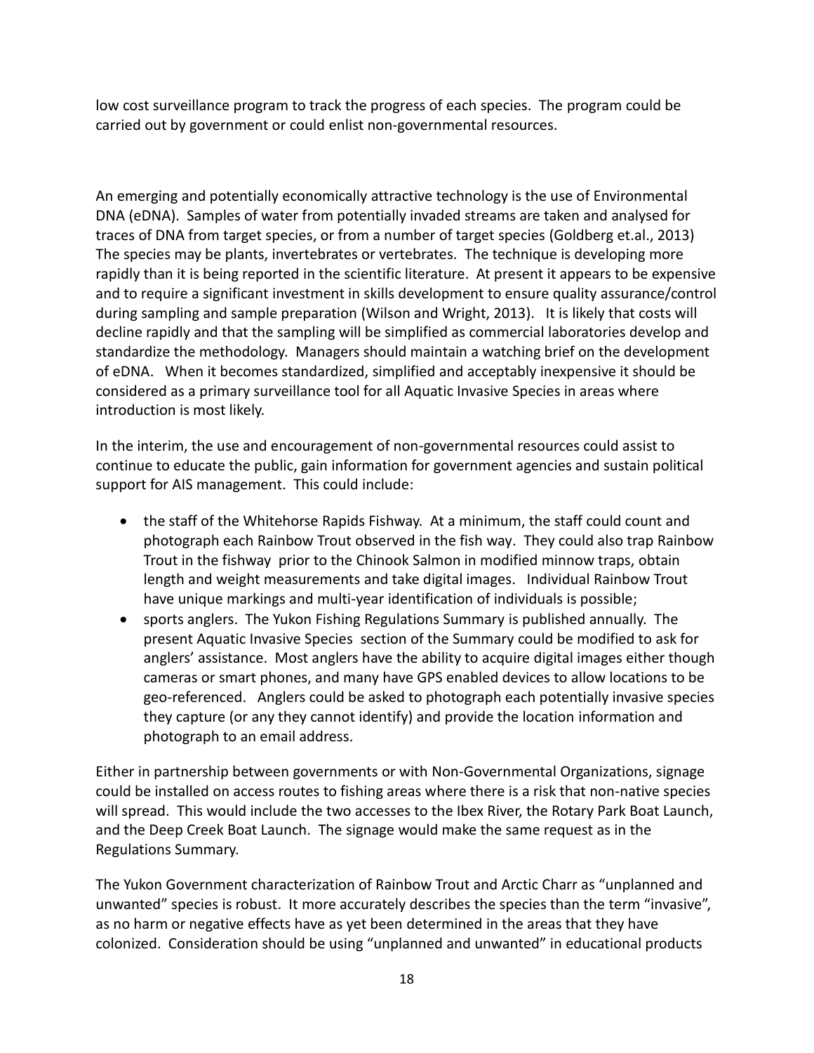low cost surveillance program to track the progress of each species. The program could be carried out by government or could enlist non-governmental resources.

An emerging and potentially economically attractive technology is the use of Environmental DNA (eDNA). Samples of water from potentially invaded streams are taken and analysed for traces of DNA from target species, or from a number of target species (Goldberg et.al., 2013) The species may be plants, invertebrates or vertebrates. The technique is developing more rapidly than it is being reported in the scientific literature. At present it appears to be expensive and to require a significant investment in skills development to ensure quality assurance/control during sampling and sample preparation (Wilson and Wright, 2013). It is likely that costs will decline rapidly and that the sampling will be simplified as commercial laboratories develop and standardize the methodology. Managers should maintain a watching brief on the development of eDNA. When it becomes standardized, simplified and acceptably inexpensive it should be considered as a primary surveillance tool for all Aquatic Invasive Species in areas where introduction is most likely.

In the interim, the use and encouragement of non-governmental resources could assist to continue to educate the public, gain information for government agencies and sustain political support for AIS management. This could include:

- the staff of the Whitehorse Rapids Fishway. At a minimum, the staff could count and photograph each Rainbow Trout observed in the fish way. They could also trap Rainbow Trout in the fishway prior to the Chinook Salmon in modified minnow traps, obtain length and weight measurements and take digital images. Individual Rainbow Trout have unique markings and multi-year identification of individuals is possible;
- sports anglers. The Yukon Fishing Regulations Summary is published annually. The present Aquatic Invasive Species section of the Summary could be modified to ask for anglers' assistance. Most anglers have the ability to acquire digital images either though cameras or smart phones, and many have GPS enabled devices to allow locations to be geo-referenced. Anglers could be asked to photograph each potentially invasive species they capture (or any they cannot identify) and provide the location information and photograph to an email address.

Either in partnership between governments or with Non-Governmental Organizations, signage could be installed on access routes to fishing areas where there is a risk that non-native species will spread. This would include the two accesses to the Ibex River, the Rotary Park Boat Launch, and the Deep Creek Boat Launch. The signage would make the same request as in the Regulations Summary.

The Yukon Government characterization of Rainbow Trout and Arctic Charr as "unplanned and unwanted" species is robust. It more accurately describes the species than the term "invasive", as no harm or negative effects have as yet been determined in the areas that they have colonized. Consideration should be using "unplanned and unwanted" in educational products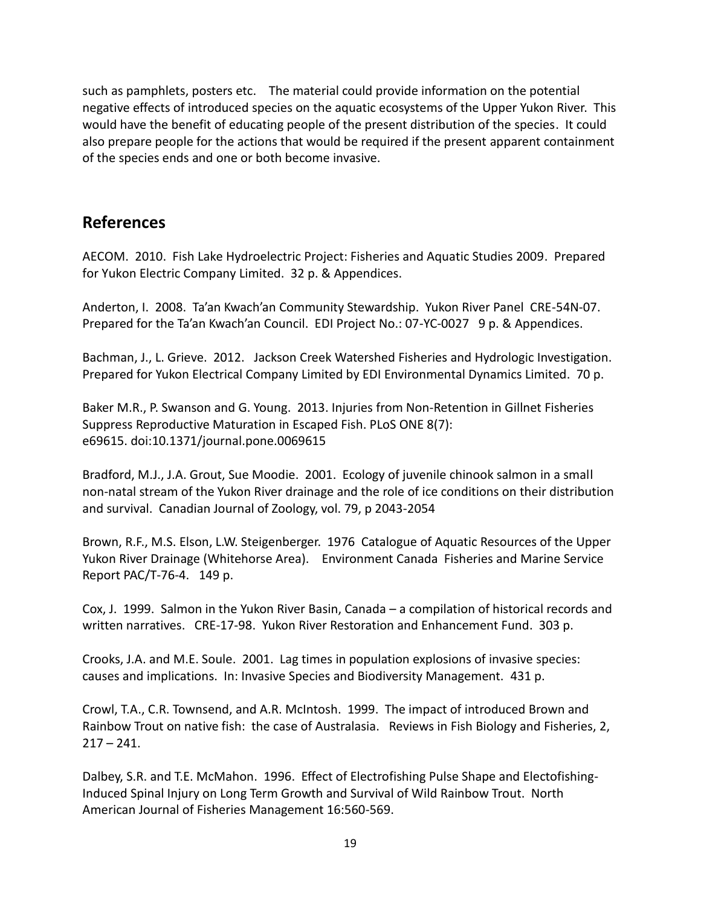such as pamphlets, posters etc. The material could provide information on the potential negative effects of introduced species on the aquatic ecosystems of the Upper Yukon River. This would have the benefit of educating people of the present distribution of the species. It could also prepare people for the actions that would be required if the present apparent containment of the species ends and one or both become invasive.

## References

AECOM. 2010. Fish Lake Hydroelectric Project: Fisheries and Aquatic Studies 2009. Prepared for Yukon Electric Company Limited. 32 p. & Appendices.

Anderton, I. 2008. Ta'an Kwach'an Community Stewardship. Yukon River Panel CRE-54N-07. Prepared for the Ta'an Kwach'an Council. EDI Project No.: 07-YC-0027 9 p. & Appendices.

Bachman, J., L. Grieve. 2012. Jackson Creek Watershed Fisheries and Hydrologic Investigation. Prepared for Yukon Electrical Company Limited by EDI Environmental Dynamics Limited. 70 p.

Baker M.R., P. Swanson and G. Young. 2013. Injuries from Non-Retention in Gillnet Fisheries Suppress Reproductive Maturation in Escaped Fish. PLoS ONE 8(7): e69615. doi:10.1371/journal.pone.0069615

Bradford, M.J., J.A. Grout, Sue Moodie. 2001. Ecology of juvenile chinook salmon in a small non-natal stream of the Yukon River drainage and the role of ice conditions on their distribution and survival. Canadian Journal of Zoology, vol. 79, p 2043-2054

Brown, R.F., M.S. Elson, L.W. Steigenberger. 1976 Catalogue of Aquatic Resources of the Upper Yukon River Drainage (Whitehorse Area). Environment Canada Fisheries and Marine Service Report PAC/T-76-4. 149 p.

Cox, J. 1999. Salmon in the Yukon River Basin, Canada – a compilation of historical records and written narratives. CRE-17-98. Yukon River Restoration and Enhancement Fund. 303 p.

Crooks, J.A. and M.E. Soule. 2001. Lag times in population explosions of invasive species: causes and implications. In: Invasive Species and Biodiversity Management. 431 p.

Crowl, T.A., C.R. Townsend, and A.R. McIntosh. 1999. The impact of introduced Brown and Rainbow Trout on native fish: the case of Australasia. Reviews in Fish Biology and Fisheries, 2, 217 – 241.

Dalbey, S.R. and T.E. McMahon. 1996. Effect of Electrofishing Pulse Shape and Electofishing-Induced Spinal Injury on Long Term Growth and Survival of Wild Rainbow Trout. North American Journal of Fisheries Management 16:560-569.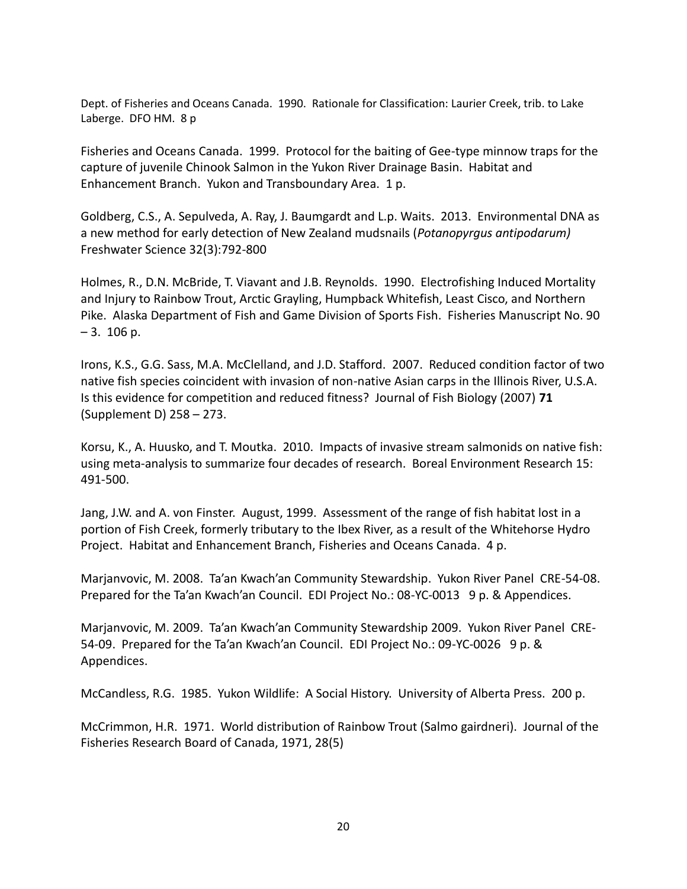Dept. of Fisheries and Oceans Canada. 1990. Rationale for Classification: Laurier Creek, trib. to Lake Laberge. DFO HM. 8 p

Fisheries and Oceans Canada. 1999. Protocol for the baiting of Gee-type minnow traps for the capture of juvenile Chinook Salmon in the Yukon River Drainage Basin. Habitat and Enhancement Branch. Yukon and Transboundary Area. 1 p.

Goldberg, C.S., A. Sepulveda, A. Ray, J. Baumgardt and L.p. Waits. 2013. Environmental DNA as a new method for early detection of New Zealand mudsnails (*Potanopyrgus antipodarum)* Freshwater Science 32(3):792-800

Holmes, R., D.N. McBride, T. Viavant and J.B. Reynolds. 1990. Electrofishing Induced Mortality and Injury to Rainbow Trout, Arctic Grayling, Humpback Whitefish, Least Cisco, and Northern Pike. Alaska Department of Fish and Game Division of Sports Fish. Fisheries Manuscript No. 90 – 3. 106 p.

Irons, K.S., G.G. Sass, M.A. McClelland, and J.D. Stafford. 2007. Reduced condition factor of two native fish species coincident with invasion of non-native Asian carps in the Illinois River, U.S.A. Is this evidence for competition and reduced fitness? Journal of Fish Biology (2007) **71** (Supplement D) 258 – 273.

Korsu, K., A. Huusko, and T. Moutka. 2010. Impacts of invasive stream salmonids on native fish: using meta-analysis to summarize four decades of research. Boreal Environment Research 15: 491-500.

Jang, J.W. and A. von Finster. August, 1999. Assessment of the range of fish habitat lost in a portion of Fish Creek, formerly tributary to the Ibex River, as a result of the Whitehorse Hydro Project. Habitat and Enhancement Branch, Fisheries and Oceans Canada. 4 p.

Marjanvovic, M. 2008. Ta'an Kwach'an Community Stewardship. Yukon River Panel CRE-54-08. Prepared for the Ta'an Kwach'an Council. EDI Project No.: 08-YC-0013 9 p. & Appendices.

Marjanvovic, M. 2009. Ta'an Kwach'an Community Stewardship 2009. Yukon River Panel CRE-54-09. Prepared for the Ta'an Kwach'an Council. EDI Project No.: 09-YC-0026 9 p. & Appendices.

McCandless, R.G. 1985. Yukon Wildlife: A Social History. University of Alberta Press. 200 p.

McCrimmon, H.R. 1971. World distribution of Rainbow Trout (Salmo gairdneri). Journal of the Fisheries Research Board of Canada, 1971, 28(5)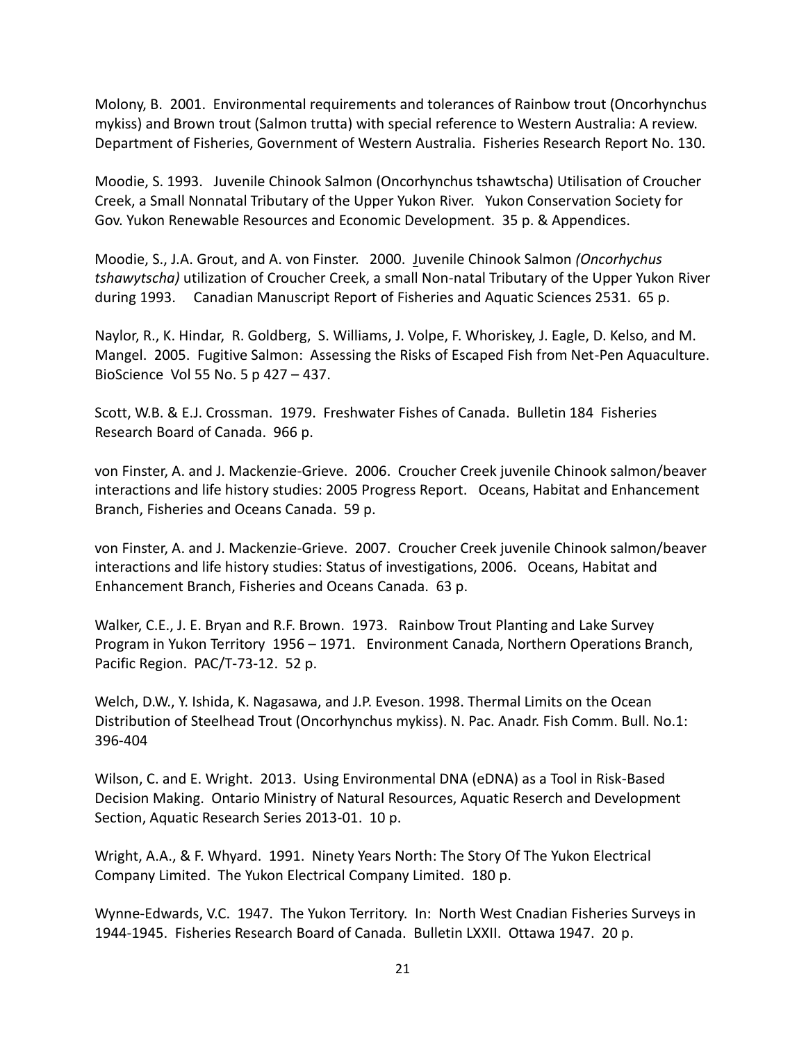Molony, B. 2001. Environmental requirements and tolerances of Rainbow trout (Oncorhynchus mykiss) and Brown trout (Salmon trutta) with special reference to Western Australia: A review. Department of Fisheries, Government of Western Australia. Fisheries Research Report No. 130.

Moodie, S. 1993. Juvenile Chinook Salmon (Oncorhynchus tshawtscha) Utilisation of Croucher Creek, a Small Nonnatal Tributary of the Upper Yukon River. Yukon Conservation Society for Gov. Yukon Renewable Resources and Economic Development. 35 p. & Appendices.

Moodie, S., J.A. Grout, and A. von Finster. 2000. Juvenile Chinook Salmon *(Oncorhychus tshawytscha)* utilization of Croucher Creek, a small Non-natal Tributary of the Upper Yukon River during 1993. Canadian Manuscript Report of Fisheries and Aquatic Sciences 2531. 65 p.

Naylor, R., K. Hindar, R. Goldberg, S. Williams, J. Volpe, F. Whoriskey, J. Eagle, D. Kelso, and M. Mangel. 2005. Fugitive Salmon: Assessing the Risks of Escaped Fish from Net-Pen Aquaculture. BioScience Vol 55 No. 5 p 427 – 437.

Scott, W.B. & E.J. Crossman. 1979. Freshwater Fishes of Canada. Bulletin 184 Fisheries Research Board of Canada. 966 p.

von Finster, A. and J. Mackenzie-Grieve. 2006. Croucher Creek juvenile Chinook salmon/beaver interactions and life history studies: 2005 Progress Report. Oceans, Habitat and Enhancement Branch, Fisheries and Oceans Canada. 59 p.

von Finster, A. and J. Mackenzie-Grieve. 2007. Croucher Creek juvenile Chinook salmon/beaver interactions and life history studies: Status of investigations, 2006. Oceans, Habitat and Enhancement Branch, Fisheries and Oceans Canada. 63 p.

Walker, C.E., J. E. Bryan and R.F. Brown. 1973. Rainbow Trout Planting and Lake Survey Program in Yukon Territory 1956 – 1971. Environment Canada, Northern Operations Branch, Pacific Region. PAC/T-73-12. 52 p.

Welch, D.W., Y. Ishida, K. Nagasawa, and J.P. Eveson. 1998. Thermal Limits on the Ocean Distribution of Steelhead Trout (Oncorhynchus mykiss). N. Pac. Anadr. Fish Comm. Bull. No.1: 396-404

Wilson, C. and E. Wright. 2013. Using Environmental DNA (eDNA) as a Tool in Risk-Based Decision Making. Ontario Ministry of Natural Resources, Aquatic Reserch and Development Section, Aquatic Research Series 2013-01. 10 p.

Wright, A.A., & F. Whyard. 1991. Ninety Years North: The Story Of The Yukon Electrical Company Limited. The Yukon Electrical Company Limited. 180 p.

Wynne-Edwards, V.C. 1947. The Yukon Territory. In: North West Cnadian Fisheries Surveys in 1944-1945. Fisheries Research Board of Canada. Bulletin LXXII. Ottawa 1947. 20 p.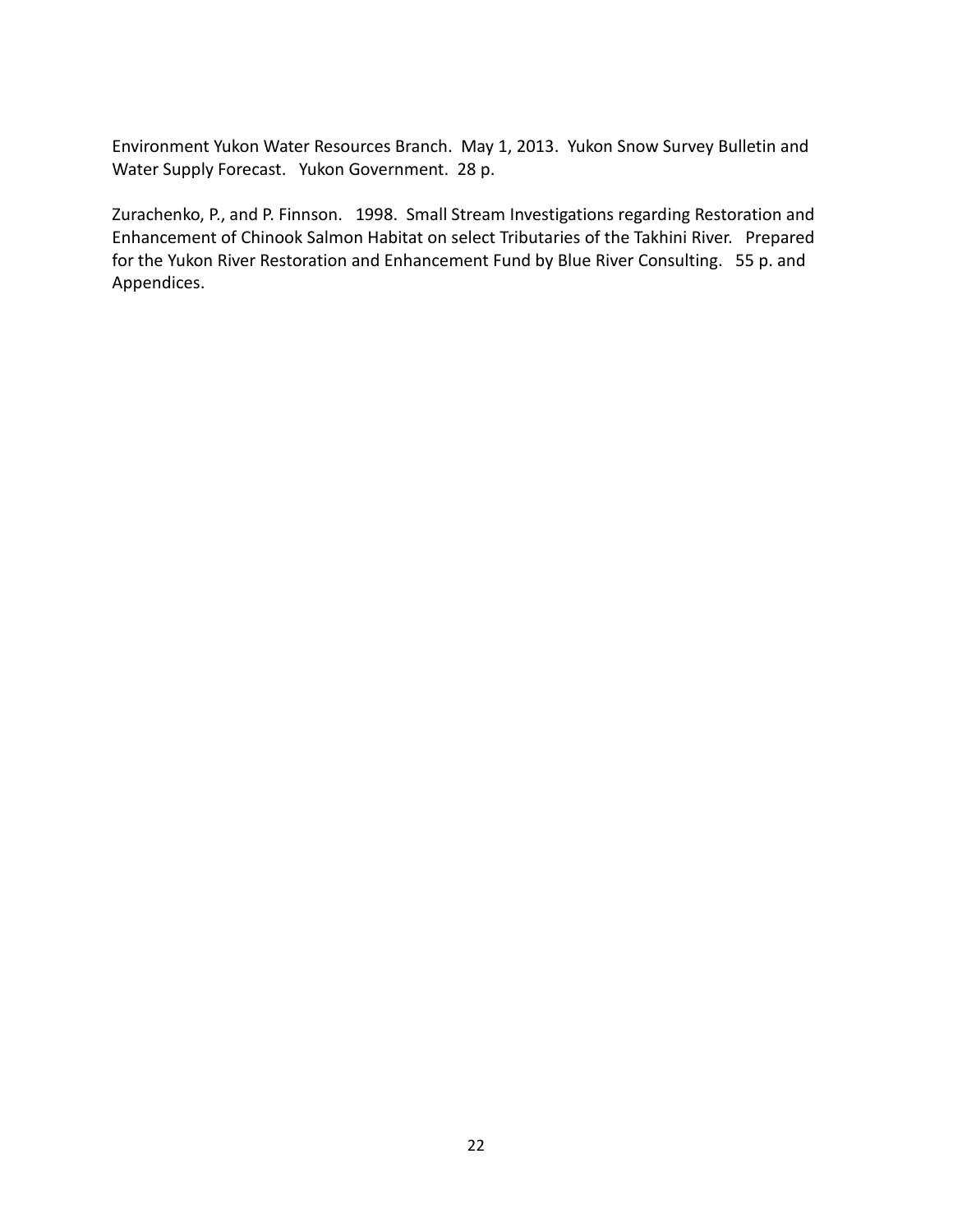Environment Yukon Water Resources Branch. May 1, 2013. Yukon Snow Survey Bulletin and Water Supply Forecast. Yukon Government. 28 p.

Zurachenko, P., and P. Finnson. 1998. Small Stream Investigations regarding Restoration and Enhancement of Chinook Salmon Habitat on select Tributaries of the Takhini River. Prepared for the Yukon River Restoration and Enhancement Fund by Blue River Consulting. 55 p. and Appendices.